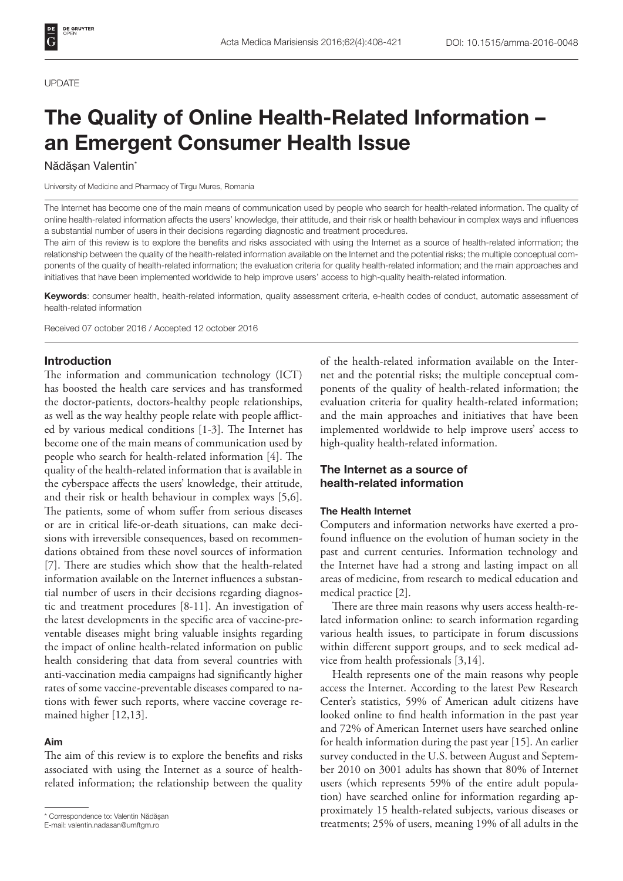UPDATE

# The Quality of Online Health-Related Information – an Emergent Consumer Health Issue

Nădăşan Valentin*

University of Medicine and Pharmacy of Tirgu Mures, Romania

The Internet has become one of the main means of communication used by people who search for health-related information. The quality of online health-related information affects the users' knowledge, their attitude, and their risk or health behaviour in complex ways and influences a substantial number of users in their decisions regarding diagnostic and treatment procedures.

The aim of this review is to explore the benefits and risks associated with using the Internet as a source of health-related information; the relationship between the quality of the health-related information available on the Internet and the potential risks; the multiple conceptual components of the quality of health-related information; the evaluation criteria for quality health-related information; and the main approaches and initiatives that have been implemented worldwide to help improve users' access to high-quality health-related information.

**Keywords**: consumer health, health-related information, quality assessment criteria, e-health codes of conduct, automatic assessment of health-related information

Received 07 october 2016 / Accepted 12 october 2016

## Introduction

The information and communication technology (ICT) has boosted the health care services and has transformed the doctor-patients, doctors-healthy people relationships, as well as the way healthy people relate with people afflicted by various medical conditions [1-3]. The Internet has become one of the main means of communication used by people who search for health-related information [4]. The quality of the health-related information that is available in the cyberspace affects the users' knowledge, their attitude, and their risk or health behaviour in complex ways [5,6]. The patients, some of whom suffer from serious diseases or are in critical life-or-death situations, can make decisions with irreversible consequences, based on recommendations obtained from these novel sources of information [7]. There are studies which show that the health-related information available on the Internet influences a substantial number of users in their decisions regarding diagnostic and treatment procedures [8-11]. An investigation of the latest developments in the specific area of vaccine-preventable diseases might bring valuable insights regarding the impact of online health-related information on public health considering that data from several countries with anti-vaccination media campaigns had significantly higher rates of some vaccine-preventable diseases compared to nations with fewer such reports, where vaccine coverage remained higher [12,13].

### Aim

The aim of this review is to explore the benefits and risks associated with using the Internet as a source of health-related information; the relationship between the quality of the health-related information available on the Internet and the potential risks; the multiple conceptual components of the quality of health-related information; the evaluation criteria for quality health-related information; and the main approaches and initiatives that have been implemented worldwide to help improve users' access to high-quality health-related information.

## The Internet as a source of health-related information

### The Health Internet

Computers and information networks have exerted a profound influence on the evolution of human society in the past and current centuries. Information technology and the Internet have had a strong and lasting impact on all areas of medicine, from research to medical education and medical practice [2].

There are three main reasons why users access health-related information online: to search information regarding various health issues, to participate in forum discussions within different support groups, and to seek medical advice from health professionals [3,14].

Health represents one of the main reasons why people access the Internet. According to the latest Pew Research Center's statistics, 59% of American adult citizens have looked online to find health information in the past year and 72% of American Internet users have searched online for health information during the past year [15]. An earlier survey conducted in the U.S. between August and September 2010 on 3001 adults has shown that 80% of Internet users (which represents 59% of the entire adult population) have searched online for information regarding approximately 15 health-related subjects, various diseases or treatments; 25% of users, meaning 19% of all adults in the

* Correspondence to: Valentin Nădăşan
E-mail: valentin.nadasan@umftgm.ro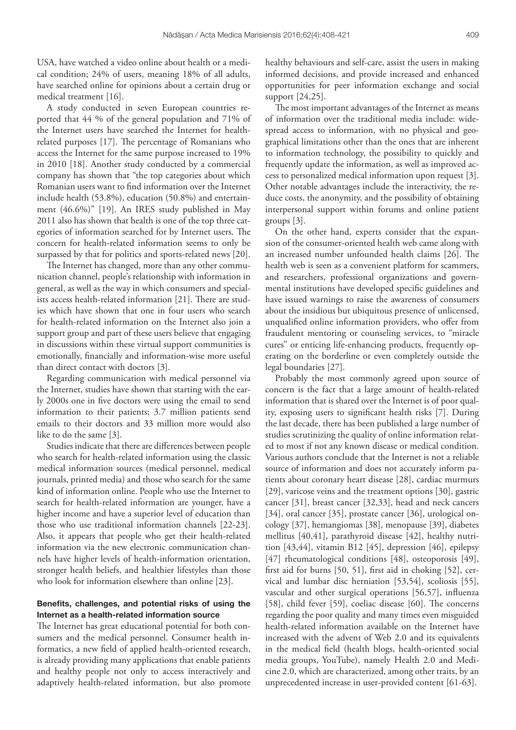USA, have watched a video online about health or a medical condition; 24% of users, meaning 18% of all adults, have searched online for opinions about a certain drug or medical treatment [16].

A study conducted in seven European countries reported that 44 % of the general population and 71% of the Internet users have searched the Internet for health-related purposes [17]. The percentage of Romanians who access the Internet for the same purpose increased to 19% in 2010 [18]. Another study conducted by a commercial company has shown that "the top categories about which Romanian users want to find information over the Internet include health (53.8%), education (50.8%) and entertainment (46.6%)" [19]. An IRES study published in May 2011 also has shown that health is one of the top three categories of information searched for by Internet users. The concern for health-related information seems to only be surpassed by that for politics and sports-related news [20].

The Internet has changed, more than any other communication channel, people's relationship with information in general, as well as the way in which consumers and specialists access health-related information [21]. There are studies which have shown that one in four users who search for health-related information on the Internet also join a support group and part of these users believe that engaging in discussions within these virtual support communities is emotionally, financially and information-wise more useful than direct contact with doctors [3].

Regarding communication with medical personnel via the Internet, studies have shown that starting with the early 2000s one in five doctors were using the email to send information to their patients; 3.7 million patients send emails to their doctors and 33 million more would also like to do the same [3].

Studies indicate that there are differences between people who search for health-related information using the classic medical information sources (medical personnel, medical journals, printed media) and those who search for the same kind of information online. People who use the Internet to search for health-related information are younger, have a higher income and have a superior level of education than those who use traditional information channels [22-23]. Also, it appears that people who get their health-related information via the new electronic communication channels have higher levels of health-information orientation, stronger health beliefs, and healthier lifestyles than those who look for information elsewhere than online [23].

### Benefits, challenges, and potential risks of using the Internet as a health-related information source

The Internet has great educational potential for both consumers and the medical personnel. Consumer health informatics, a new field of applied health-oriented research, is already providing many applications that enable patients and healthy people not only to access interactively and adaptively health-related information, but also promote healthy behaviours and self-care, assist the users in making informed decisions, and provide increased and enhanced opportunities for peer information exchange and social support [24,25].

The most important advantages of the Internet as means of information over the traditional media include: widespread access to information, with no physical and geographical limitations other than the ones that are inherent to information technology, the possibility to quickly and frequently update the information, as well as improved access to personalized medical information upon request [3]. Other notable advantages include the interactivity, the reduce costs, the anonymity, and the possibility of obtaining interpersonal support within forums and online patient groups [3].

On the other hand, experts consider that the expansion of the consumer-oriented health web came along with an increased number unfounded health claims [26]. The health web is seen as a convenient platform for scammers, and researchers, professional organizations and governmental institutions have developed specific guidelines and have issued warnings to raise the awareness of consumers about the insidious but ubiquitous presence of unlicensed, unqualified online information providers, who offer from fraudulent mentoring or counseling services, to "miracle cures" or enticing life-enhancing products, frequently operating on the borderline or even completely outside the legal boundaries [27].

Probably the most commonly agreed upon source of concern is the fact that a large amount of health-related information that is shared over the Internet is of poor quality, exposing users to significant health risks [7]. During the last decade, there has been published a large number of studies scrutinizing the quality of online information related to most if not any known disease or medical condition. Various authors conclude that the Internet is not a reliable source of information and does not accurately inform patients about coronary heart disease [28], cardiac murmurs [29], varicose veins and the treatment options [30], gastric cancer [31], breast cancer [32,33], head and neck cancers [34], oral cancer [35], prostate cancer [36], urological oncology [37], hemangiomas [38], menopause [39], diabetes mellitus [40,41], parathyroid disease [42], healthy nutrition [43,44], vitamin B12 [45], depression [46], epilepsy [47] rheumatological conditions [48], osteoporosis [49], first aid for burns [50, 51], first aid in choking [52], cervical and lumbar disc herniation [53,54], scoliosis [55], vascular and other surgical operations [56,57], influenza [58], child fever [59], coeliac disease [60]. The concerns regarding the poor quality and many times even misguided health-related information available on the Internet have increased with the advent of Web 2.0 and its equivalents in the medical field (health blogs, health-oriented social media groups, YouTube), namely Health 2.0 and Medicine 2.0, which are characterized, among other traits, by an unprecedented increase in user-provided content [61-63].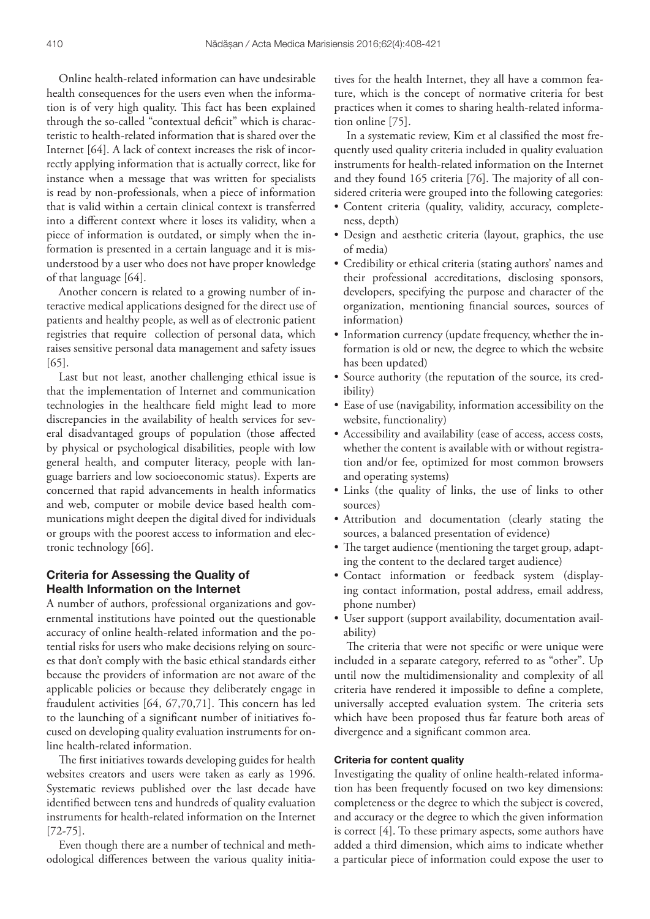Online health-related information can have undesirable health consequences for the users even when the information is of very high quality. This fact has been explained through the so-called "contextual deficit" which is characteristic to health-related information that is shared over the Internet [64]. A lack of context increases the risk of incorrectly applying information that is actually correct, like for instance when a message that was written for specialists is read by non-professionals, when a piece of information that is valid within a certain clinical context is transferred into a different context where it loses its validity, when a piece of information is outdated, or simply when the information is presented in a certain language and it is misunderstood by a user who does not have proper knowledge of that language [64].

Another concern is related to a growing number of interactive medical applications designed for the direct use of patients and healthy people, as well as of electronic patient registries that require collection of personal data, which raises sensitive personal data management and safety issues [65].

Last but not least, another challenging ethical issue is that the implementation of Internet and communication technologies in the healthcare field might lead to more discrepancies in the availability of health services for several disadvantaged groups of population (those affected by physical or psychological disabilities, people with low general health, and computer literacy, people with language barriers and low socioeconomic status). Experts are concerned that rapid advancements in health informatics and web, computer or mobile device based health communications might deepen the digital dived for individuals or groups with the poorest access to information and electronic technology [66].

## Criteria for Assessing the Quality of Health Information on the Internet

A number of authors, professional organizations and governmental institutions have pointed out the questionable accuracy of online health-related information and the potential risks for users who make decisions relying on sources that don't comply with the basic ethical standards either because the providers of information are not aware of the applicable policies or because they deliberately engage in fraudulent activities [64, 67,70,71]. This concern has led to the launching of a significant number of initiatives focused on developing quality evaluation instruments for online health-related information.

The first initiatives towards developing guides for health websites creators and users were taken as early as 1996. Systematic reviews published over the last decade have identified between tens and hundreds of quality evaluation instruments for health-related information on the Internet [72-75].

Even though there are a number of technical and methodological differences between the various quality initiatives for the health Internet, they all have a common feature, which is the concept of normative criteria for best practices when it comes to sharing health-related information online [75].

In a systematic review, Kim et al classified the most frequently used quality criteria included in quality evaluation instruments for health-related information on the Internet and they found 165 criteria [76]. The majority of all considered criteria were grouped into the following categories:

- Content criteria (quality, validity, accuracy, completeness, depth)
- Design and aesthetic criteria (layout, graphics, the use of media)
- Credibility or ethical criteria (stating authors' names and their professional accreditations, disclosing sponsors, developers, specifying the purpose and character of the organization, mentioning financial sources, sources of information)
- Information currency (update frequency, whether the information is old or new, the degree to which the website has been updated)
- Source authority (the reputation of the source, its credibility)
- Ease of use (navigability, information accessibility on the website, functionality)
- Accessibility and availability (ease of access, access costs, whether the content is available with or without registration and/or fee, optimized for most common browsers and operating systems)
- Links (the quality of links, the use of links to other sources)
- Attribution and documentation (clearly stating the sources, a balanced presentation of evidence)
- The target audience (mentioning the target group, adapting the content to the declared target audience)
- Contact information or feedback system (displaying contact information, postal address, email address, phone number)
- User support (support availability, documentation availability)

The criteria that were not specific or were unique were included in a separate category, referred to as "other". Up until now the multidimensionality and complexity of all criteria have rendered it impossible to define a complete, universally accepted evaluation system. The criteria sets which have been proposed thus far feature both areas of divergence and a significant common area.

### Criteria for content quality

Investigating the quality of online health-related information has been frequently focused on two key dimensions: completeness or the degree to which the subject is covered, and accuracy or the degree to which the given information is correct [4]. To these primary aspects, some authors have added a third dimension, which aims to indicate whether a particular piece of information could expose the user to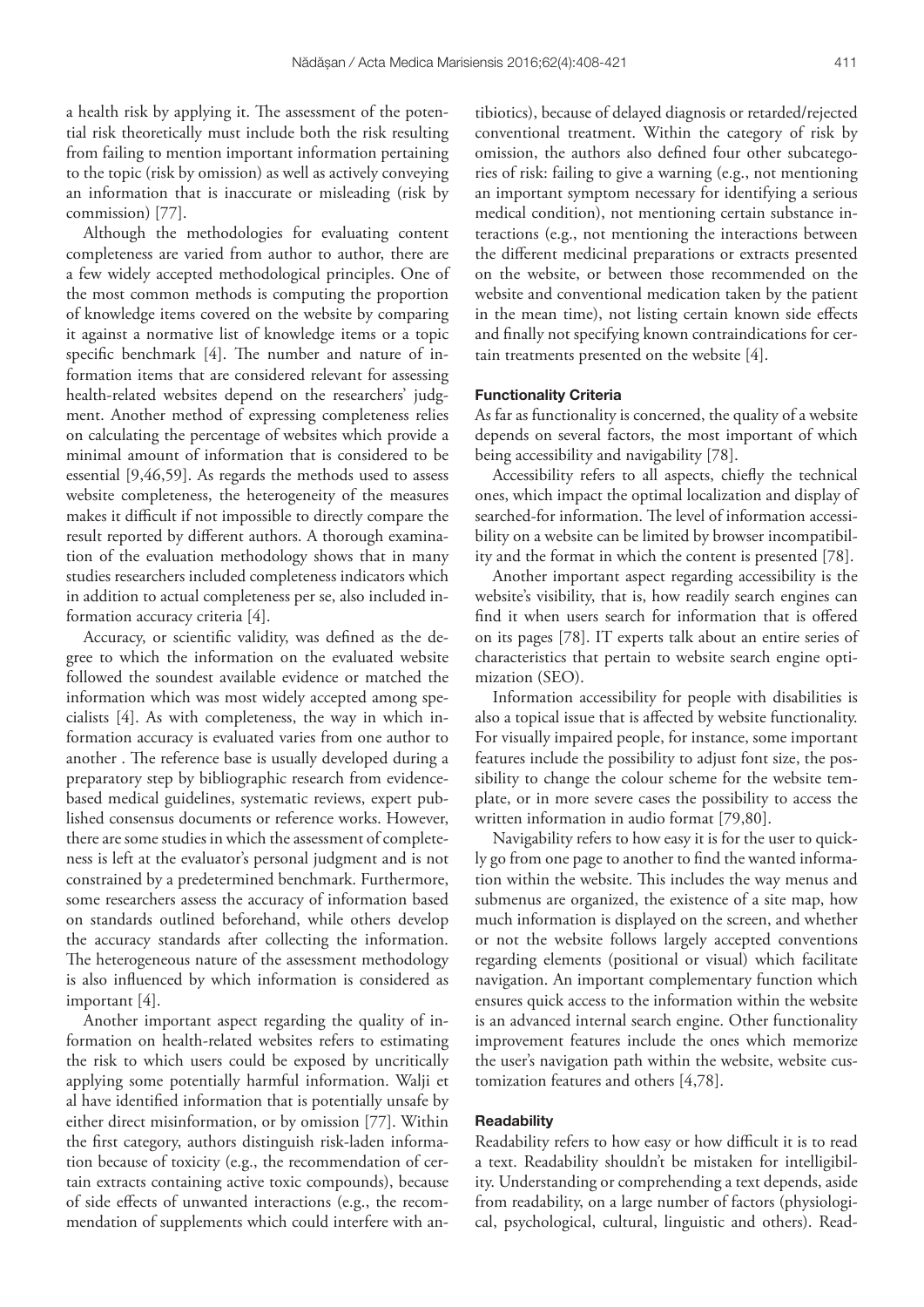a health risk by applying it. The assessment of the potential risk theoretically must include both the risk resulting from failing to mention important information pertaining to the topic (risk by omission) as well as actively conveying an information that is inaccurate or misleading (risk by commission) [77].

Although the methodologies for evaluating content completeness are varied from author to author, there are a few widely accepted methodological principles. One of the most common methods is computing the proportion of knowledge items covered on the website by comparing it against a normative list of knowledge items or a topic specific benchmark [4]. The number and nature of information items that are considered relevant for assessing health-related websites depend on the researchers' judgment. Another method of expressing completeness relies on calculating the percentage of websites which provide a minimal amount of information that is considered to be essential [9,46,59]. As regards the methods used to assess website completeness, the heterogeneity of the measures makes it difficult if not impossible to directly compare the result reported by different authors. A thorough examination of the evaluation methodology shows that in many studies researchers included completeness indicators which in addition to actual completeness per se, also included information accuracy criteria [4].

Accuracy, or scientific validity, was defined as the degree to which the information on the evaluated website followed the soundest available evidence or matched the information which was most widely accepted among specialists [4]. As with completeness, the way in which information accuracy is evaluated varies from one author to another . The reference base is usually developed during a preparatory step by bibliographic research from evidence-based medical guidelines, systematic reviews, expert published consensus documents or reference works. However, there are some studies in which the assessment of completeness is left at the evaluator's personal judgment and is not constrained by a predetermined benchmark. Furthermore, some researchers assess the accuracy of information based on standards outlined beforehand, while others develop the accuracy standards after collecting the information. The heterogeneous nature of the assessment methodology is also influenced by which information is considered as important [4].

Another important aspect regarding the quality of information on health-related websites refers to estimating the risk to which users could be exposed by uncritically applying some potentially harmful information. Walji et al have identified information that is potentially unsafe by either direct misinformation, or by omission [77]. Within the first category, authors distinguish risk-laden information because of toxicity (e.g., the recommendation of certain extracts containing active toxic compounds), because of side effects of unwanted interactions (e.g., the recommendation of supplements which could interfere with antibiotics), because of delayed diagnosis or retarded/rejected conventional treatment. Within the category of risk by omission, the authors also defined four other subcategories of risk: failing to give a warning (e.g., not mentioning an important symptom necessary for identifying a serious medical condition), not mentioning certain substance interactions (e.g., not mentioning the interactions between the different medicinal preparations or extracts presented on the website, or between those recommended on the website and conventional medication taken by the patient in the mean time), not listing certain known side effects and finally not specifying known contraindications for certain treatments presented on the website [4].

#### Functionality Criteria

As far as functionality is concerned, the quality of a website depends on several factors, the most important of which being accessibility and navigability [78].

Accessibility refers to all aspects, chiefly the technical ones, which impact the optimal localization and display of searched-for information. The level of information accessibility on a website can be limited by browser incompatibility and the format in which the content is presented [78].

Another important aspect regarding accessibility is the website's visibility, that is, how readily search engines can find it when users search for information that is offered on its pages [78]. IT experts talk about an entire series of characteristics that pertain to website search engine optimization (SEO).

Information accessibility for people with disabilities is also a topical issue that is affected by website functionality. For visually impaired people, for instance, some important features include the possibility to adjust font size, the possibility to change the colour scheme for the website template, or in more severe cases the possibility to access the written information in audio format [79,80].

Navigability refers to how easy it is for the user to quickly go from one page to another to find the wanted information within the website. This includes the way menus and submenus are organized, the existence of a site map, how much information is displayed on the screen, and whether or not the website follows largely accepted conventions regarding elements (positional or visual) which facilitate navigation. An important complementary function which ensures quick access to the information within the website is an advanced internal search engine. Other functionality improvement features include the ones which memorize the user's navigation path within the website, website customization features and others [4,78].

#### Readability

Readability refers to how easy or how difficult it is to read a text. Readability shouldn't be mistaken for intelligibility. Understanding or comprehending a text depends, aside from readability, on a large number of factors (physiological, psychological, cultural, linguistic and others). Read-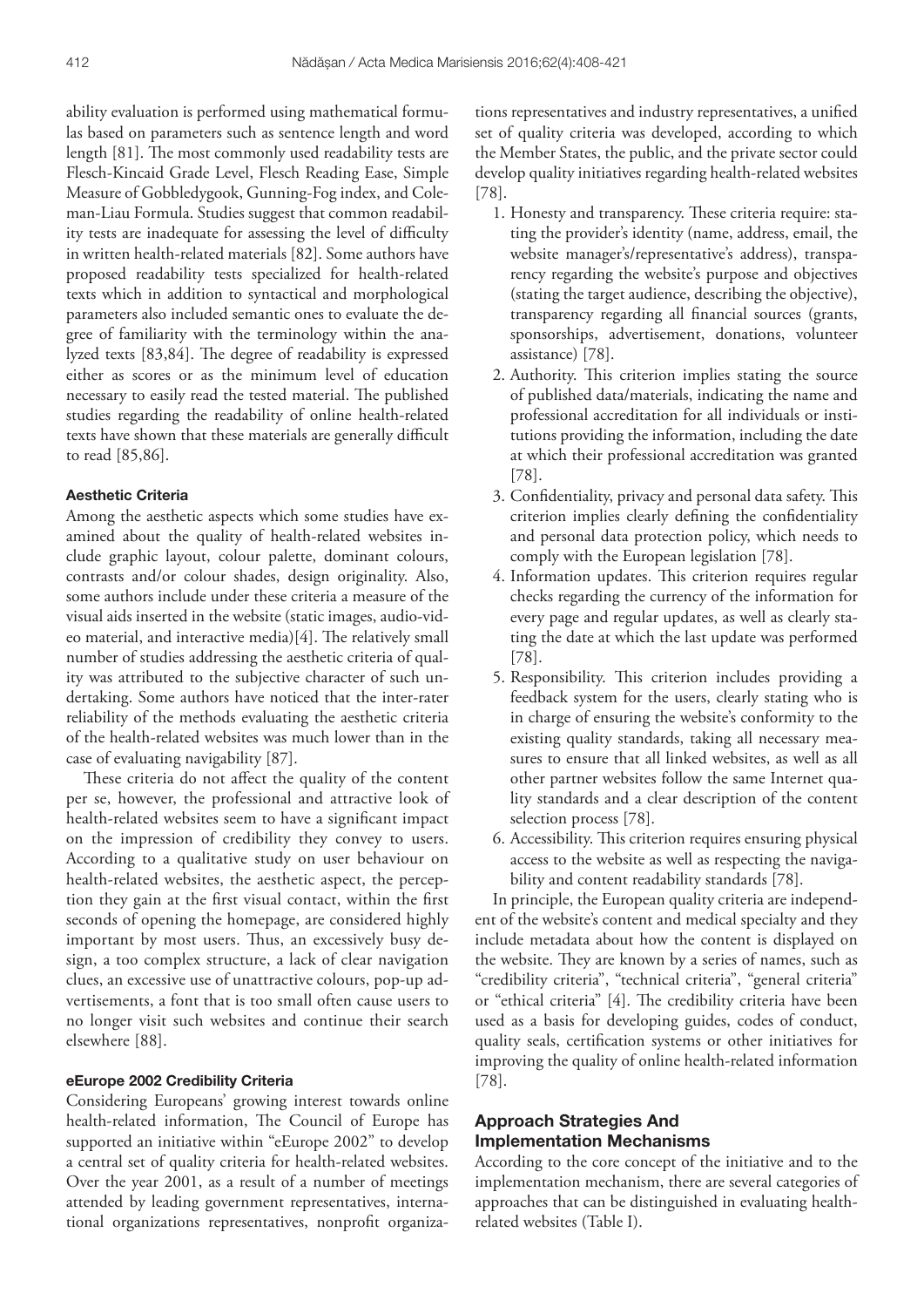ability evaluation is performed using mathematical formulas based on parameters such as sentence length and word length [81]. The most commonly used readability tests are Flesch-Kincaid Grade Level, Flesch Reading Ease, Simple Measure of Gobbledygook, Gunning-Fog index, and Coleman-Liau Formula. Studies suggest that common readability tests are inadequate for assessing the level of difficulty in written health-related materials [82]. Some authors have proposed readability tests specialized for health-related texts which in addition to syntactical and morphological parameters also included semantic ones to evaluate the degree of familiarity with the terminology within the analyzed texts [83,84]. The degree of readability is expressed either as scores or as the minimum level of education necessary to easily read the tested material. The published studies regarding the readability of online health-related texts have shown that these materials are generally difficult to read [85,86].

#### Aesthetic Criteria

Among the aesthetic aspects which some studies have examined about the quality of health-related websites include graphic layout, colour palette, dominant colours, contrasts and/or colour shades, design originality. Also, some authors include under these criteria a measure of the visual aids inserted in the website (static images, audio-video material, and interactive media)[4]. The relatively small number of studies addressing the aesthetic criteria of quality was attributed to the subjective character of such undertaking. Some authors have noticed that the inter-rater reliability of the methods evaluating the aesthetic criteria of the health-related websites was much lower than in the case of evaluating navigability [87].

These criteria do not affect the quality of the content per se, however, the professional and attractive look of health-related websites seem to have a significant impact on the impression of credibility they convey to users. According to a qualitative study on user behaviour on health-related websites, the aesthetic aspect, the perception they gain at the first visual contact, within the first seconds of opening the homepage, are considered highly important by most users. Thus, an excessively busy design, a too complex structure, a lack of clear navigation clues, an excessive use of unattractive colours, pop-up advertisements, a font that is too small often cause users to no longer visit such websites and continue their search elsewhere [88].

#### eEurope 2002 Credibility Criteria

Considering Europeans' growing interest towards online health-related information, The Council of Europe has supported an initiative within "eEurope 2002" to develop a central set of quality criteria for health-related websites. Over the year 2001, as a result of a number of meetings attended by leading government representatives, international organizations representatives, nonprofit organizations representatives and industry representatives, a unified set of quality criteria was developed, according to which the Member States, the public, and the private sector could develop quality initiatives regarding health-related websites [78].

1. Honesty and transparency. These criteria require: stating the provider's identity (name, address, email, the website manager's/representative's address), transparency regarding the website's purpose and objectives (stating the target audience, describing the objective), transparency regarding all financial sources (grants, sponsorships, advertisement, donations, volunteer assistance) [78].
2. Authority. This criterion implies stating the source of published data/materials, indicating the name and professional accreditation for all individuals or institutions providing the information, including the date at which their professional accreditation was granted [78].
3. Confidentiality, privacy and personal data safety. This criterion implies clearly defining the confidentiality and personal data protection policy, which needs to comply with the European legislation [78].
4. Information updates. This criterion requires regular checks regarding the currency of the information for every page and regular updates, as well as clearly stating the date at which the last update was performed [78].
5. Responsibility. This criterion includes providing a feedback system for the users, clearly stating who is in charge of ensuring the website's conformity to the existing quality standards, taking all necessary measures to ensure that all linked websites, as well as all other partner websites follow the same Internet quality standards and a clear description of the content selection process [78].
6. Accessibility. This criterion requires ensuring physical access to the website as well as respecting the navigability and content readability standards [78].

In principle, the European quality criteria are independent of the website's content and medical specialty and they include metadata about how the content is displayed on the website. They are known by a series of names, such as "credibility criteria", "technical criteria", "general criteria" or "ethical criteria" [4]. The credibility criteria have been used as a basis for developing guides, codes of conduct, quality seals, certification systems or other initiatives for improving the quality of online health-related information [78].

### Approach Strategies And Implementation Mechanisms

According to the core concept of the initiative and to the implementation mechanism, there are several categories of approaches that can be distinguished in evaluating health-related websites (Table I).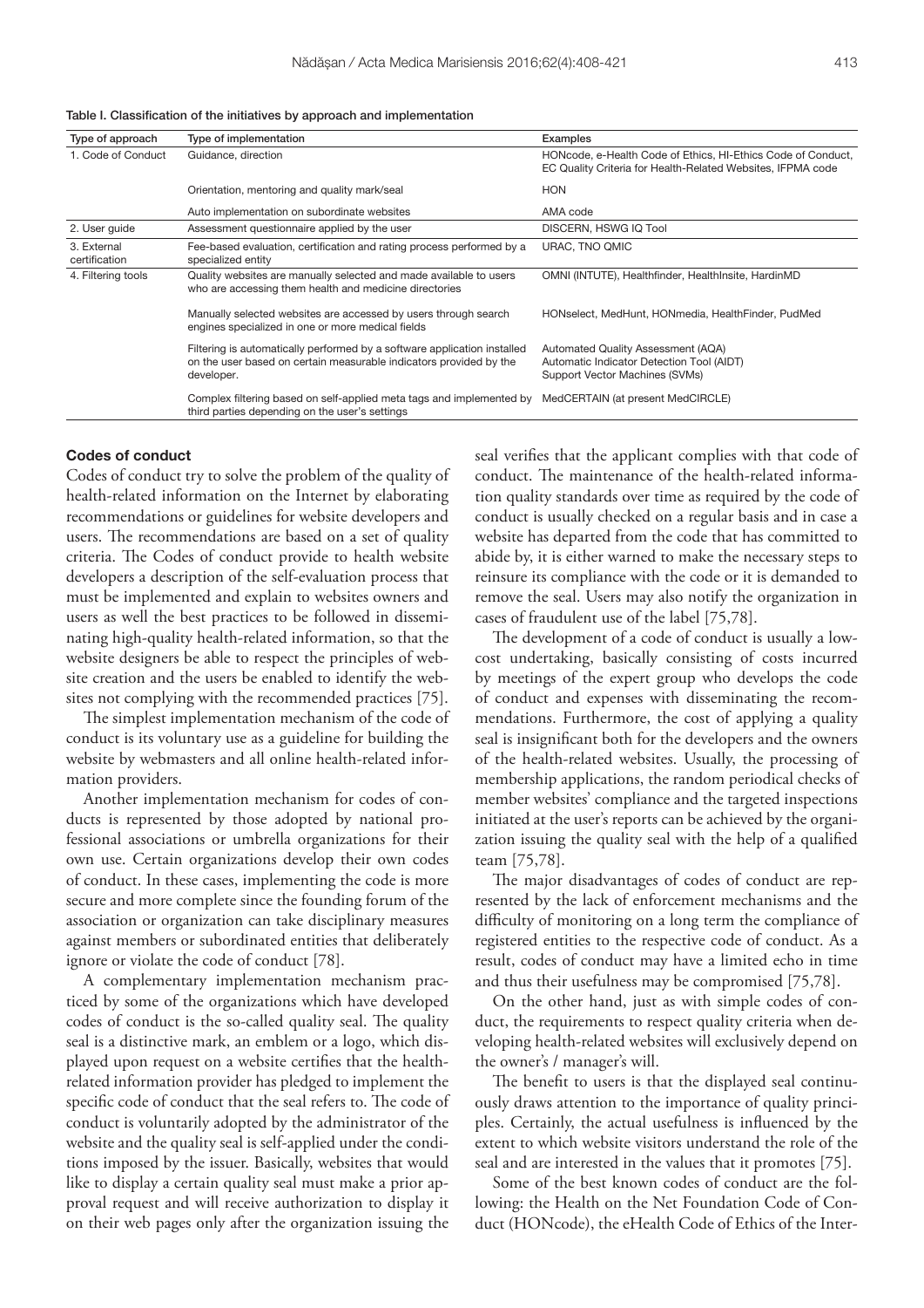Table I. Classification of the initiatives by approach and implementation

| Type of approach | Type of implementation | Examples |
|---|---|---|
| 1. Code of Conduct | Guidance, direction | HONcode, e-Health Code of Ethics, HI-Ethics Code of Conduct, EC Quality Criteria for Health-Related Websites, IFPMA code |
| | Orientation, mentoring and quality mark/seal | HON |
| | Auto implementation on subordinate websites | AMA code |
| 2. User guide | Assessment questionnaire applied by the user | DISCERN, HSWG IQ Tool |
| 3. External certification | Fee-based evaluation, certification and rating process performed by a specialized entity | URAC, TNO QMIC |
| 4. Filtering tools | Quality websites are manually selected and made available to users who are accessing them health and medicine directories | OMNI (INTUTE), Healthfinder, HealthInsite, HardinMD |
| | Manually selected websites are accessed by users through search engines specialized in one or more medical fields | HONselect, MedHunt, HONmedia, HealthFinder, PudMed |
| | Filtering is automatically performed by a software application installed on the user based on certain measurable indicators provided by the developer. | Automated Quality Assessment (AQA) Automatic Indicator Detection Tool (AIDT) Support Vector Machines (SVMs) |
| | Complex filtering based on self-applied meta tags and implemented by third parties depending on the user's settings | MedCERTAIN (at present MedCIRCLE) |

### Codes of conduct

Codes of conduct try to solve the problem of the quality of health-related information on the Internet by elaborating recommendations or guidelines for website developers and users. The recommendations are based on a set of quality criteria. The Codes of conduct provide to health website developers a description of the self-evaluation process that must be implemented and explain to websites owners and users as well the best practices to be followed in disseminating high-quality health-related information, so that the website designers be able to respect the principles of website creation and the users be enabled to identify the websites not complying with the recommended practices [75].

The simplest implementation mechanism of the code of conduct is its voluntary use as a guideline for building the website by webmasters and all online health-related information providers.

Another implementation mechanism for codes of conducts is represented by those adopted by national professional associations or umbrella organizations for their own use. Certain organizations develop their own codes of conduct. In these cases, implementing the code is more secure and more complete since the founding forum of the association or organization can take disciplinary measures against members or subordinated entities that deliberately ignore or violate the code of conduct [78].

A complementary implementation mechanism practiced by some of the organizations which have developed codes of conduct is the so-called quality seal. The quality seal is a distinctive mark, an emblem or a logo, which displayed upon request on a website certifies that the health-related information provider has pledged to implement the specific code of conduct that the seal refers to. The code of conduct is voluntarily adopted by the administrator of the website and the quality seal is self-applied under the conditions imposed by the issuer. Basically, websites that would like to display a certain quality seal must make a prior approval request and will receive authorization to display it on their web pages only after the organization issuing the seal verifies that the applicant complies with that code of conduct. The maintenance of the health-related information quality standards over time as required by the code of conduct is usually checked on a regular basis and in case a website has departed from the code that has committed to abide by, it is either warned to make the necessary steps to reinsure its compliance with the code or it is demanded to remove the seal. Users may also notify the organization in cases of fraudulent use of the label [75,78].

The development of a code of conduct is usually a low-cost undertaking, basically consisting of costs incurred by meetings of the expert group who develops the code of conduct and expenses with disseminating the recommendations. Furthermore, the cost of applying a quality seal is insignificant both for the developers and the owners of the health-related websites. Usually, the processing of membership applications, the random periodical checks of member websites' compliance and the targeted inspections initiated at the user's reports can be achieved by the organization issuing the quality seal with the help of a qualified team [75,78].

The major disadvantages of codes of conduct are represented by the lack of enforcement mechanisms and the difficulty of monitoring on a long term the compliance of registered entities to the respective code of conduct. As a result, codes of conduct may have a limited echo in time and thus their usefulness may be compromised [75,78].

On the other hand, just as with simple codes of conduct, the requirements to respect quality criteria when developing health-related websites will exclusively depend on the owner's / manager's will.

The benefit to users is that the displayed seal continuously draws attention to the importance of quality principles. Certainly, the actual usefulness is influenced by the extent to which website visitors understand the role of the seal and are interested in the values that it promotes [75].

Some of the best known codes of conduct are the following: the Health on the Net Foundation Code of Conduct (HONcode), the eHealth Code of Ethics of the Inter-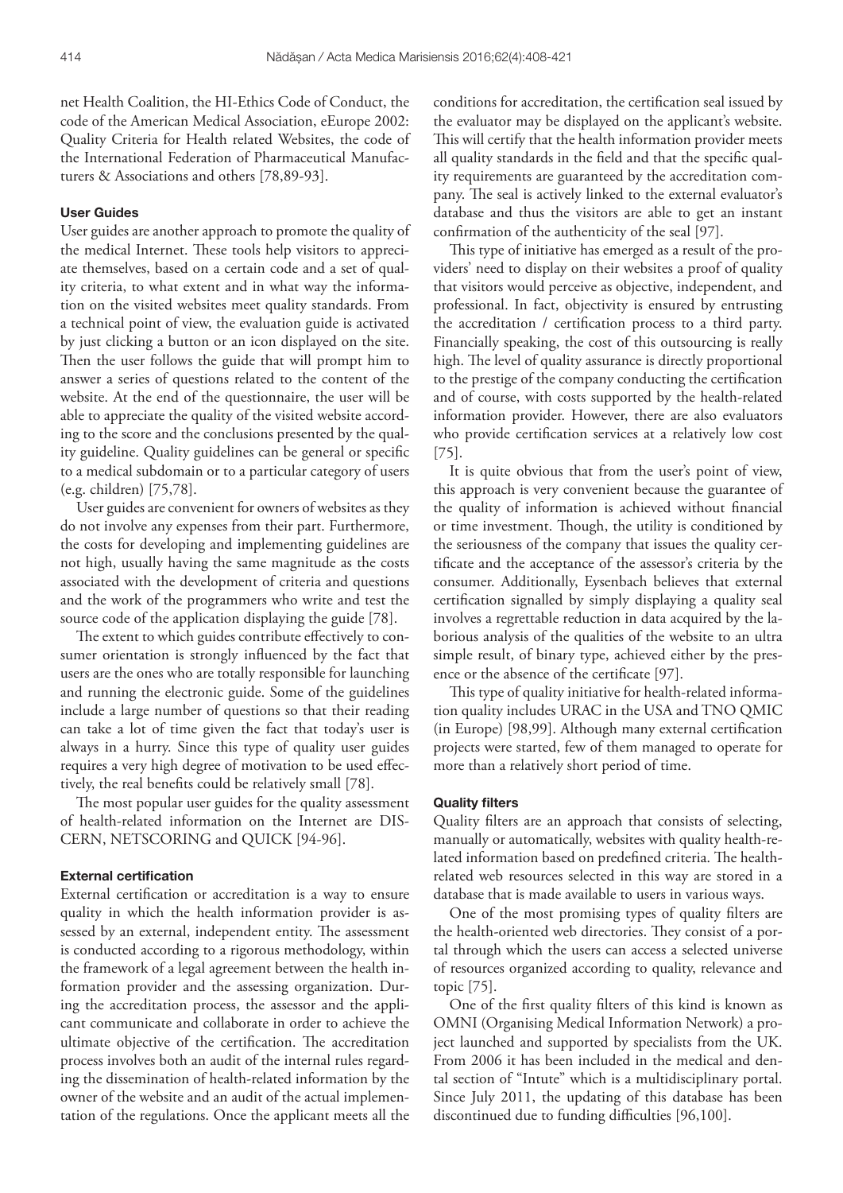net Health Coalition, the HI-Ethics Code of Conduct, the code of the American Medical Association, eEurope 2002: Quality Criteria for Health related Websites, the code of the International Federation of Pharmaceutical Manufacturers & Associations and others [78,89-93].

### User Guides

User guides are another approach to promote the quality of the medical Internet. These tools help visitors to appreciate themselves, based on a certain code and a set of quality criteria, to what extent and in what way the information on the visited websites meet quality standards. From a technical point of view, the evaluation guide is activated by just clicking a button or an icon displayed on the site. Then the user follows the guide that will prompt him to answer a series of questions related to the content of the website. At the end of the questionnaire, the user will be able to appreciate the quality of the visited website according to the score and the conclusions presented by the quality guideline. Quality guidelines can be general or specific to a medical subdomain or to a particular category of users (e.g. children) [75,78].

User guides are convenient for owners of websites as they do not involve any expenses from their part. Furthermore, the costs for developing and implementing guidelines are not high, usually having the same magnitude as the costs associated with the development of criteria and questions and the work of the programmers who write and test the source code of the application displaying the guide [78].

The extent to which guides contribute effectively to consumer orientation is strongly influenced by the fact that users are the ones who are totally responsible for launching and running the electronic guide. Some of the guidelines include a large number of questions so that their reading can take a lot of time given the fact that today's user is always in a hurry. Since this type of quality user guides requires a very high degree of motivation to be used effectively, the real benefits could be relatively small [78].

The most popular user guides for the quality assessment of health-related information on the Internet are DISCERN, NETSCORING and QUICK [94-96].

### External certification

External certification or accreditation is a way to ensure quality in which the health information provider is assessed by an external, independent entity. The assessment is conducted according to a rigorous methodology, within the framework of a legal agreement between the health information provider and the assessing organization. During the accreditation process, the assessor and the applicant communicate and collaborate in order to achieve the ultimate objective of the certification. The accreditation process involves both an audit of the internal rules regarding the dissemination of health-related information by the owner of the website and an audit of the actual implementation of the regulations. Once the applicant meets all the conditions for accreditation, the certification seal issued by the evaluator may be displayed on the applicant's website. This will certify that the health information provider meets all quality standards in the field and that the specific quality requirements are guaranteed by the accreditation company. The seal is actively linked to the external evaluator's database and thus the visitors are able to get an instant confirmation of the authenticity of the seal [97].

This type of initiative has emerged as a result of the providers' need to display on their websites a proof of quality that visitors would perceive as objective, independent, and professional. In fact, objectivity is ensured by entrusting the accreditation / certification process to a third party. Financially speaking, the cost of this outsourcing is really high. The level of quality assurance is directly proportional to the prestige of the company conducting the certification and of course, with costs supported by the health-related information provider. However, there are also evaluators who provide certification services at a relatively low cost [75].

It is quite obvious that from the user's point of view, this approach is very convenient because the guarantee of the quality of information is achieved without financial or time investment. Though, the utility is conditioned by the seriousness of the company that issues the quality certificate and the acceptance of the assessor's criteria by the consumer. Additionally, Eysenbach believes that external certification signalled by simply displaying a quality seal involves a regrettable reduction in data acquired by the laborious analysis of the qualities of the website to an ultra simple result, of binary type, achieved either by the presence or the absence of the certificate [97].

This type of quality initiative for health-related information quality includes URAC in the USA and TNO QMIC (in Europe) [98,99]. Although many external certification projects were started, few of them managed to operate for more than a relatively short period of time.

### Quality filters

Quality filters are an approach that consists of selecting, manually or automatically, websites with quality health-related information based on predefined criteria. The health-related web resources selected in this way are stored in a database that is made available to users in various ways.

One of the most promising types of quality filters are the health-oriented web directories. They consist of a portal through which the users can access a selected universe of resources organized according to quality, relevance and topic [75].

One of the first quality filters of this kind is known as OMNI (Organising Medical Information Network) a project launched and supported by specialists from the UK. From 2006 it has been included in the medical and dental section of "Intute" which is a multidisciplinary portal. Since July 2011, the updating of this database has been discontinued due to funding difficulties [96,100].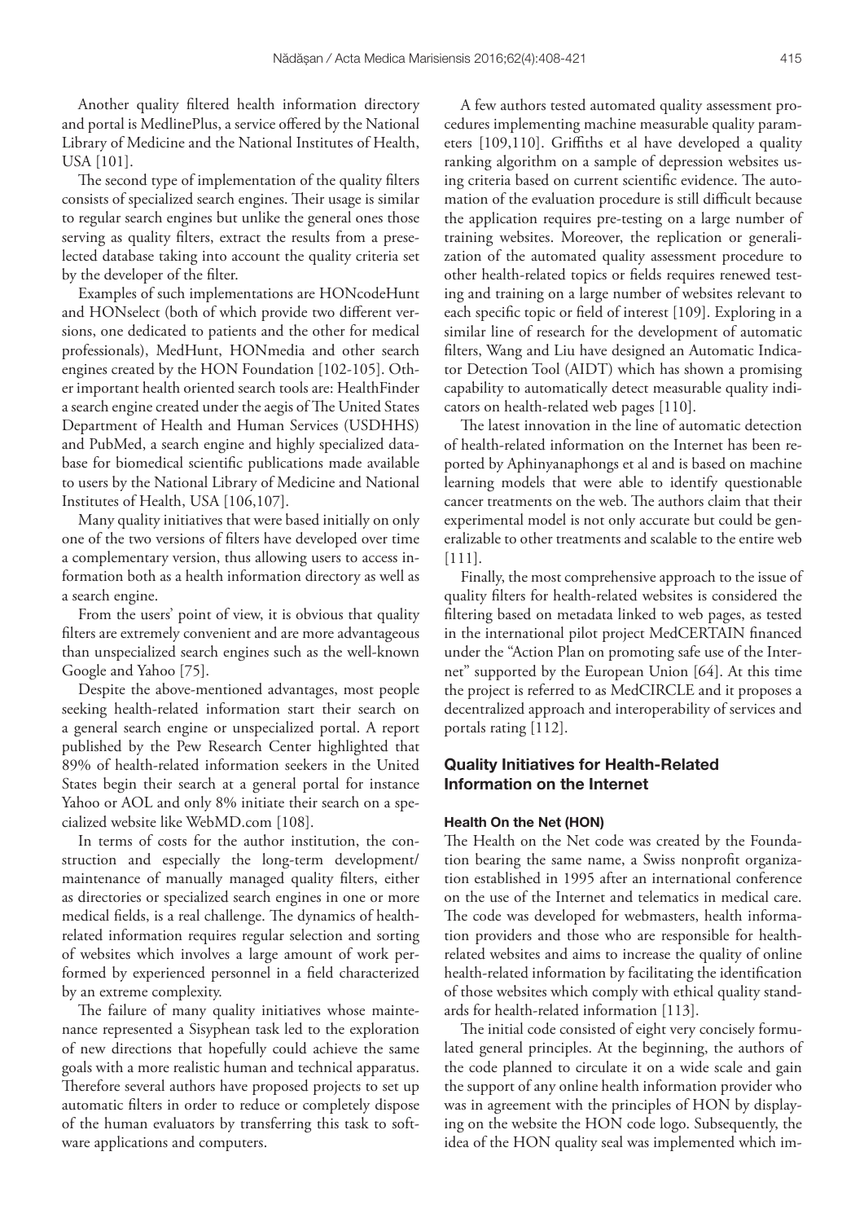Another quality filtered health information directory and portal is MedlinePlus, a service offered by the National Library of Medicine and the National Institutes of Health, USA [101].

The second type of implementation of the quality filters consists of specialized search engines. Their usage is similar to regular search engines but unlike the general ones those serving as quality filters, extract the results from a preselected database taking into account the quality criteria set by the developer of the filter.

Examples of such implementations are HONcodeHunt and HONselect (both of which provide two different versions, one dedicated to patients and the other for medical professionals), MedHunt, HONmedia and other search engines created by the HON Foundation [102-105]. Other important health oriented search tools are: HealthFinder a search engine created under the aegis of The United States Department of Health and Human Services (USDHHS) and PubMed, a search engine and highly specialized database for biomedical scientific publications made available to users by the National Library of Medicine and National Institutes of Health, USA [106,107].

Many quality initiatives that were based initially on only one of the two versions of filters have developed over time a complementary version, thus allowing users to access information both as a health information directory as well as a search engine.

From the users' point of view, it is obvious that quality filters are extremely convenient and are more advantageous than unspecialized search engines such as the well-known Google and Yahoo [75].

Despite the above-mentioned advantages, most people seeking health-related information start their search on a general search engine or unspecialized portal. A report published by the Pew Research Center highlighted that 89% of health-related information seekers in the United States begin their search at a general portal for instance Yahoo or AOL and only 8% initiate their search on a specialized website like WebMD.com [108].

In terms of costs for the author institution, the construction and especially the long-term development/maintenance of manually managed quality filters, either as directories or specialized search engines in one or more medical fields, is a real challenge. The dynamics of health-related information requires regular selection and sorting of websites which involves a large amount of work performed by experienced personnel in a field characterized by an extreme complexity.

The failure of many quality initiatives whose maintenance represented a Sisyphean task led to the exploration of new directions that hopefully could achieve the same goals with a more realistic human and technical apparatus. Therefore several authors have proposed projects to set up automatic filters in order to reduce or completely dispose of the human evaluators by transferring this task to software applications and computers.

A few authors tested automated quality assessment procedures implementing machine measurable quality parameters [109,110]. Griffiths et al have developed a quality ranking algorithm on a sample of depression websites using criteria based on current scientific evidence. The automation of the evaluation procedure is still difficult because the application requires pre-testing on a large number of training websites. Moreover, the replication or generalization of the automated quality assessment procedure to other health-related topics or fields requires renewed testing and training on a large number of websites relevant to each specific topic or field of interest [109]. Exploring in a similar line of research for the development of automatic filters, Wang and Liu have designed an Automatic Indicator Detection Tool (AIDT) which has shown a promising capability to automatically detect measurable quality indicators on health-related web pages [110].

The latest innovation in the line of automatic detection of health-related information on the Internet has been reported by Aphinyanaphongs et al and is based on machine learning models that were able to identify questionable cancer treatments on the web. The authors claim that their experimental model is not only accurate but could be generalizable to other treatments and scalable to the entire web [111].

Finally, the most comprehensive approach to the issue of quality filters for health-related websites is considered the filtering based on metadata linked to web pages, as tested in the international pilot project MedCERTAIN financed under the "Action Plan on promoting safe use of the Internet" supported by the European Union [64]. At this time the project is referred to as MedCIRCLE and it proposes a decentralized approach and interoperability of services and portals rating [112].

## Quality Initiatives for Health-Related Information on the Internet

### Health On the Net (HON)

The Health on the Net code was created by the Foundation bearing the same name, a Swiss nonprofit organization established in 1995 after an international conference on the use of the Internet and telematics in medical care. The code was developed for webmasters, health information providers and those who are responsible for health-related websites and aims to increase the quality of online health-related information by facilitating the identification of those websites which comply with ethical quality standards for health-related information [113].

The initial code consisted of eight very concisely formulated general principles. At the beginning, the authors of the code planned to circulate it on a wide scale and gain the support of any online health information provider who was in agreement with the principles of HON by displaying on the website the HON code logo. Subsequently, the idea of the HON quality seal was implemented which im-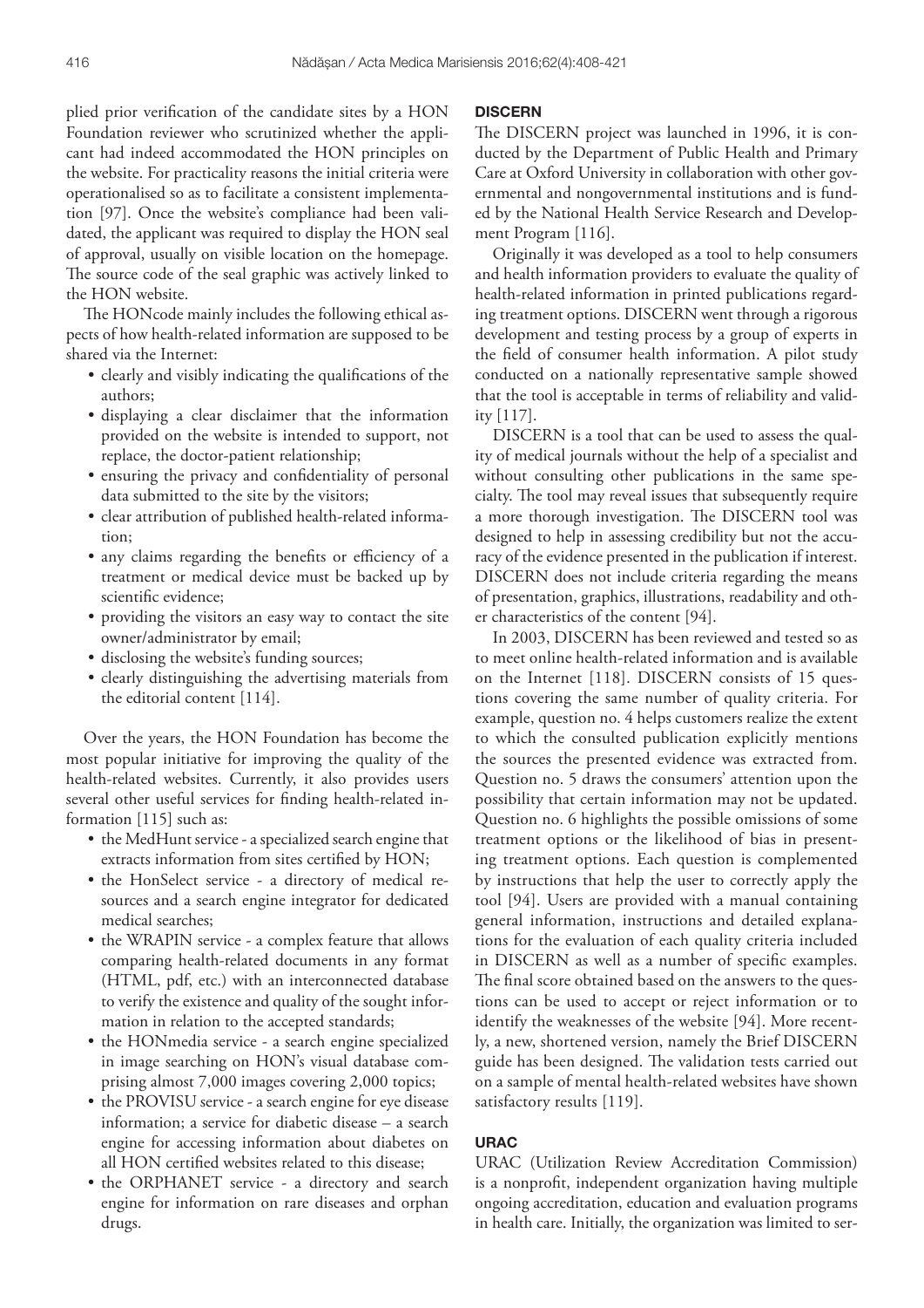plied prior verification of the candidate sites by a HON Foundation reviewer who scrutinized whether the applicant had indeed accommodated the HON principles on the website. For practicality reasons the initial criteria were operationalised so as to facilitate a consistent implementation [97]. Once the website's compliance had been validated, the applicant was required to display the HON seal of approval, usually on visible location on the homepage. The source code of the seal graphic was actively linked to the HON website.

The HONcode mainly includes the following ethical aspects of how health-related information are supposed to be shared via the Internet:

- clearly and visibly indicating the qualifications of the authors;
- displaying a clear disclaimer that the information provided on the website is intended to support, not replace, the doctor-patient relationship;
- ensuring the privacy and confidentiality of personal data submitted to the site by the visitors;
- clear attribution of published health-related information;
- any claims regarding the benefits or efficiency of a treatment or medical device must be backed up by scientific evidence;
- providing the visitors an easy way to contact the site owner/administrator by email;
- disclosing the website's funding sources;
- clearly distinguishing the advertising materials from the editorial content [114].

Over the years, the HON Foundation has become the most popular initiative for improving the quality of the health-related websites. Currently, it also provides users several other useful services for finding health-related information [115] such as:

- the MedHunt service - a specialized search engine that extracts information from sites certified by HON;
- the HonSelect service - a directory of medical resources and a search engine integrator for dedicated medical searches;
- the WRAPIN service - a complex feature that allows comparing health-related documents in any format (HTML, pdf, etc.) with an interconnected database to verify the existence and quality of the sought information in relation to the accepted standards;
- the HONmedia service - a search engine specialized in image searching on HON's visual database comprising almost 7,000 images covering 2,000 topics;
- the PROVISU service - a search engine for eye disease information; a service for diabetic disease – a search engine for accessing information about diabetes on all HON certified websites related to this disease;
- the ORPHANET service - a directory and search engine for information on rare diseases and orphan drugs.

### DISCERN

The DISCERN project was launched in 1996, it is conducted by the Department of Public Health and Primary Care at Oxford University in collaboration with other governmental and nongovernmental institutions and is funded by the National Health Service Research and Development Program [116].

Originally it was developed as a tool to help consumers and health information providers to evaluate the quality of health-related information in printed publications regarding treatment options. DISCERN went through a rigorous development and testing process by a group of experts in the field of consumer health information. A pilot study conducted on a nationally representative sample showed that the tool is acceptable in terms of reliability and validity [117].

DISCERN is a tool that can be used to assess the quality of medical journals without the help of a specialist and without consulting other publications in the same specialty. The tool may reveal issues that subsequently require a more thorough investigation. The DISCERN tool was designed to help in assessing credibility but not the accuracy of the evidence presented in the publication if interest. DISCERN does not include criteria regarding the means of presentation, graphics, illustrations, readability and other characteristics of the content [94].

In 2003, DISCERN has been reviewed and tested so as to meet online health-related information and is available on the Internet [118]. DISCERN consists of 15 questions covering the same number of quality criteria. For example, question no. 4 helps customers realize the extent to which the consulted publication explicitly mentions the sources the presented evidence was extracted from. Question no. 5 draws the consumers' attention upon the possibility that certain information may not be updated. Question no. 6 highlights the possible omissions of some treatment options or the likelihood of bias in presenting treatment options. Each question is complemented by instructions that help the user to correctly apply the tool [94]. Users are provided with a manual containing general information, instructions and detailed explanations for the evaluation of each quality criteria included in DISCERN as well as a number of specific examples. The final score obtained based on the answers to the questions can be used to accept or reject information or to identify the weaknesses of the website [94]. More recently, a new, shortened version, namely the Brief DISCERN guide has been designed. The validation tests carried out on a sample of mental health-related websites have shown satisfactory results [119].

### URAC

URAC (Utilization Review Accreditation Commission) is a nonprofit, independent organization having multiple ongoing accreditation, education and evaluation programs in health care. Initially, the organization was limited to ser-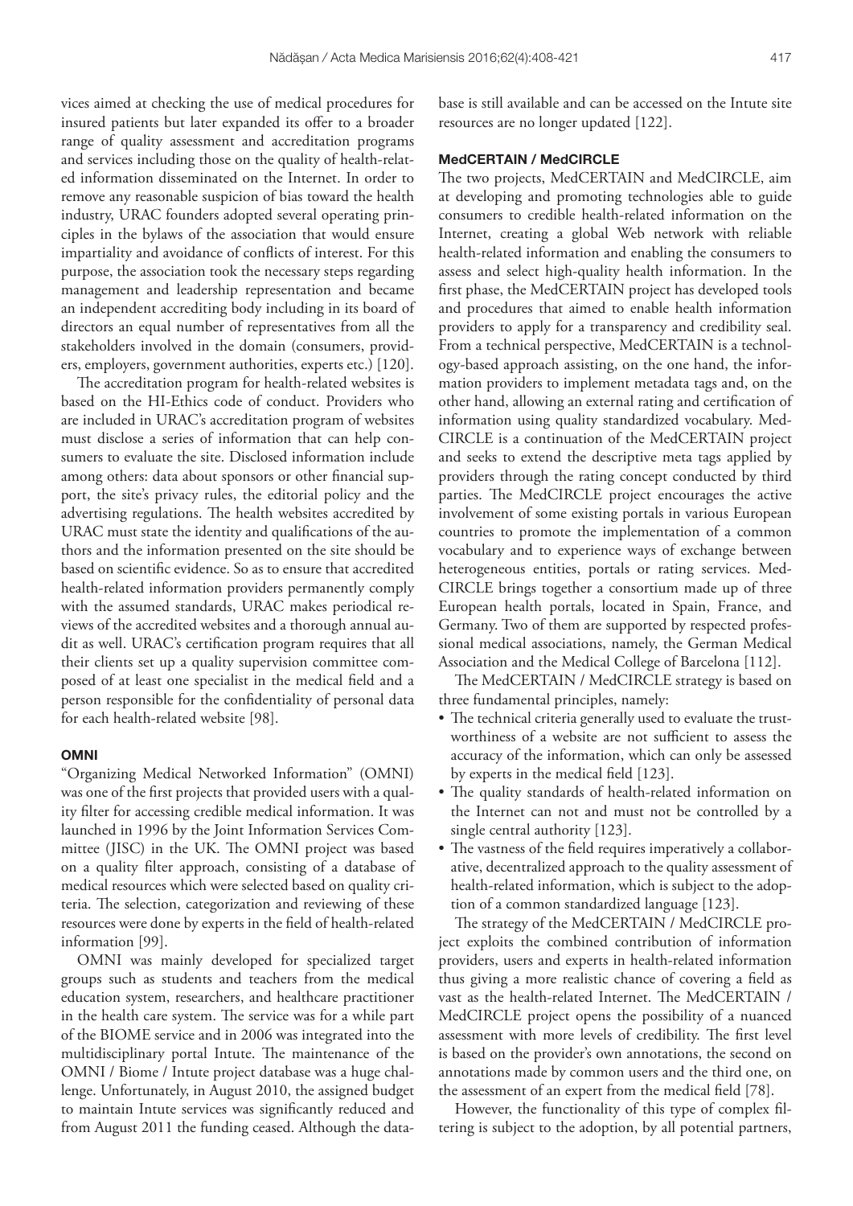vices aimed at checking the use of medical procedures for insured patients but later expanded its offer to a broader range of quality assessment and accreditation programs and services including those on the quality of health-related information disseminated on the Internet. In order to remove any reasonable suspicion of bias toward the health industry, URAC founders adopted several operating principles in the bylaws of the association that would ensure impartiality and avoidance of conflicts of interest. For this purpose, the association took the necessary steps regarding management and leadership representation and became an independent accrediting body including in its board of directors an equal number of representatives from all the stakeholders involved in the domain (consumers, providers, employers, government authorities, experts etc.) [120].

The accreditation program for health-related websites is based on the HI-Ethics code of conduct. Providers who are included in URAC's accreditation program of websites must disclose a series of information that can help consumers to evaluate the site. Disclosed information include among others: data about sponsors or other financial support, the site's privacy rules, the editorial policy and the advertising regulations. The health websites accredited by URAC must state the identity and qualifications of the authors and the information presented on the site should be based on scientific evidence. So as to ensure that accredited health-related information providers permanently comply with the assumed standards, URAC makes periodical reviews of the accredited websites and a thorough annual audit as well. URAC's certification program requires that all their clients set up a quality supervision committee composed of at least one specialist in the medical field and a person responsible for the confidentiality of personal data for each health-related website [98].

### OMNI

"Organizing Medical Networked Information" (OMNI) was one of the first projects that provided users with a quality filter for accessing credible medical information. It was launched in 1996 by the Joint Information Services Committee (JISC) in the UK. The OMNI project was based on a quality filter approach, consisting of a database of medical resources which were selected based on quality criteria. The selection, categorization and reviewing of these resources were done by experts in the field of health-related information [99].

OMNI was mainly developed for specialized target groups such as students and teachers from the medical education system, researchers, and healthcare practitioner in the health care system. The service was for a while part of the BIOME service and in 2006 was integrated into the multidisciplinary portal Intute. The maintenance of the OMNI / Biome / Intute project database was a huge challenge. Unfortunately, in August 2010, the assigned budget to maintain Intute services was significantly reduced and from August 2011 the funding ceased. Although the database is still available and can be accessed on the Intute site resources are no longer updated [122].

### MedCERTAIN / MedCIRCLE

The two projects, MedCERTAIN and MedCIRCLE, aim at developing and promoting technologies able to guide consumers to credible health-related information on the Internet, creating a global Web network with reliable health-related information and enabling the consumers to assess and select high-quality health information. In the first phase, the MedCERTAIN project has developed tools and procedures that aimed to enable health information providers to apply for a transparency and credibility seal. From a technical perspective, MedCERTAIN is a technology-based approach assisting, on the one hand, the information providers to implement metadata tags and, on the other hand, allowing an external rating and certification of information using quality standardized vocabulary. MedCIRCLE is a continuation of the MedCERTAIN project and seeks to extend the descriptive meta tags applied by providers through the rating concept conducted by third parties. The MedCIRCLE project encourages the active involvement of some existing portals in various European countries to promote the implementation of a common vocabulary and to experience ways of exchange between heterogeneous entities, portals or rating services. MedCIRCLE brings together a consortium made up of three European health portals, located in Spain, France, and Germany. Two of them are supported by respected professional medical associations, namely, the German Medical Association and the Medical College of Barcelona [112].

The MedCERTAIN / MedCIRCLE strategy is based on three fundamental principles, namely:

- The technical criteria generally used to evaluate the trustworthiness of a website are not sufficient to assess the accuracy of the information, which can only be assessed by experts in the medical field [123].
- The quality standards of health-related information on the Internet can not and must not be controlled by a single central authority [123].
- The vastness of the field requires imperatively a collaborative, decentralized approach to the quality assessment of health-related information, which is subject to the adoption of a common standardized language [123].

The strategy of the MedCERTAIN / MedCIRCLE project exploits the combined contribution of information providers, users and experts in health-related information thus giving a more realistic chance of covering a field as vast as the health-related Internet. The MedCERTAIN / MedCIRCLE project opens the possibility of a nuanced assessment with more levels of credibility. The first level is based on the provider's own annotations, the second on annotations made by common users and the third one, on the assessment of an expert from the medical field [78].

However, the functionality of this type of complex filtering is subject to the adoption, by all potential partners,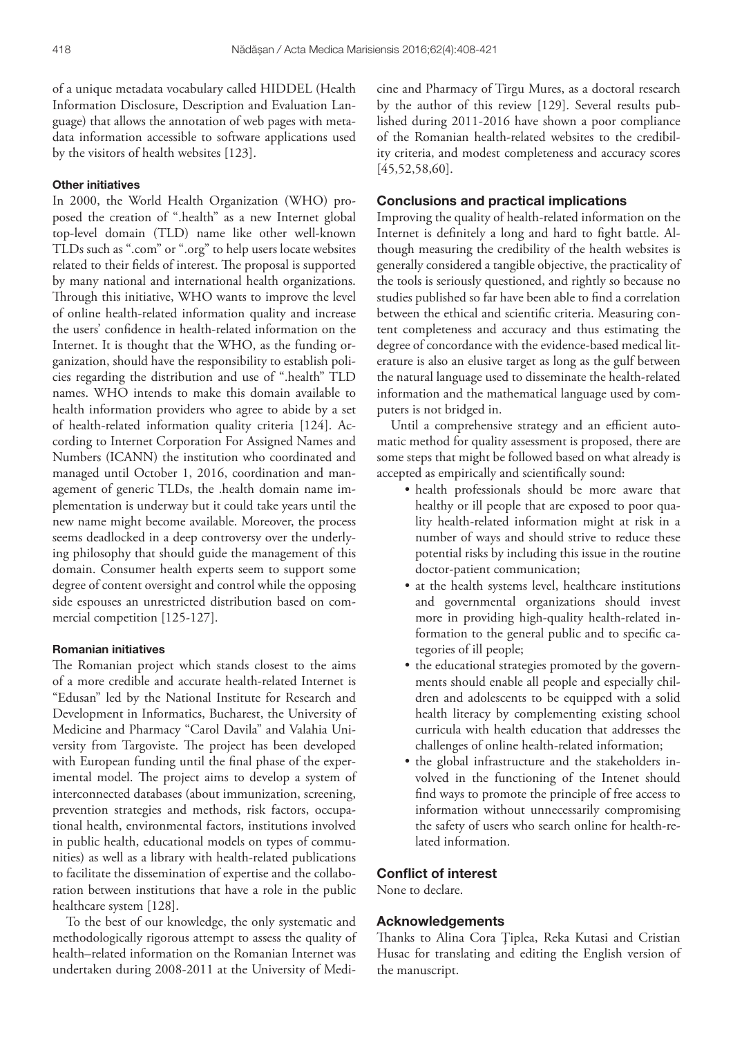of a unique metadata vocabulary called HIDDEL (Health Information Disclosure, Description and Evaluation Language) that allows the annotation of web pages with metadata information accessible to software applications used by the visitors of health websites [123].

#### Other initiatives

In 2000, the World Health Organization (WHO) proposed the creation of ".health" as a new Internet global top-level domain (TLD) name like other well-known TLDs such as ".com" or ".org" to help users locate websites related to their fields of interest. The proposal is supported by many national and international health organizations. Through this initiative, WHO wants to improve the level of online health-related information quality and increase the users' confidence in health-related information on the Internet. It is thought that the WHO, as the funding organization, should have the responsibility to establish policies regarding the distribution and use of ".health" TLD names. WHO intends to make this domain available to health information providers who agree to abide by a set of health-related information quality criteria [124]. According to Internet Corporation For Assigned Names and Numbers (ICANN) the institution who coordinated and managed until October 1, 2016, coordination and management of generic TLDs, the .health domain name implementation is underway but it could take years until the new name might become available. Moreover, the process seems deadlocked in a deep controversy over the underlying philosophy that should guide the management of this domain. Consumer health experts seem to support some degree of content oversight and control while the opposing side espouses an unrestricted distribution based on commercial competition [125-127].

#### Romanian initiatives

The Romanian project which stands closest to the aims of a more credible and accurate health-related Internet is "Edusan" led by the National Institute for Research and Development in Informatics, Bucharest, the University of Medicine and Pharmacy "Carol Davila" and Valahia University from Targoviste. The project has been developed with European funding until the final phase of the experimental model. The project aims to develop a system of interconnected databases (about immunization, screening, prevention strategies and methods, risk factors, occupational health, environmental factors, institutions involved in public health, educational models on types of communities) as well as a library with health-related publications to facilitate the dissemination of expertise and the collaboration between institutions that have a role in the public healthcare system [128].

To the best of our knowledge, the only systematic and methodologically rigorous attempt to assess the quality of health–related information on the Romanian Internet was undertaken during 2008-2011 at the University of Medicine and Pharmacy of Tirgu Mures, as a doctoral research by the author of this review [129]. Several results published during 2011-2016 have shown a poor compliance of the Romanian health-related websites to the credibility criteria, and modest completeness and accuracy scores [45,52,58,60].

### Conclusions and practical implications

Improving the quality of health-related information on the Internet is definitely a long and hard to fight battle. Although measuring the credibility of the health websites is generally considered a tangible objective, the practicality of the tools is seriously questioned, and rightly so because no studies published so far have been able to find a correlation between the ethical and scientific criteria. Measuring content completeness and accuracy and thus estimating the degree of concordance with the evidence-based medical literature is also an elusive target as long as the gulf between the natural language used to disseminate the health-related information and the mathematical language used by computers is not bridged in.

Until a comprehensive strategy and an efficient automatic method for quality assessment is proposed, there are some steps that might be followed based on what already is accepted as empirically and scientifically sound:

- health professionals should be more aware that healthy or ill people that are exposed to poor quality health-related information might at risk in a number of ways and should strive to reduce these potential risks by including this issue in the routine doctor-patient communication;
- at the health systems level, healthcare institutions and governmental organizations should invest more in providing high-quality health-related information to the general public and to specific categories of ill people;
- the educational strategies promoted by the governments should enable all people and especially children and adolescents to be equipped with a solid health literacy by complementing existing school curricula with health education that addresses the challenges of online health-related information;
- the global infrastructure and the stakeholders involved in the functioning of the Intenet should find ways to promote the principle of free access to information without unnecessarily compromising the safety of users who search online for health-related information.

### Conflict of interest

None to declare.

### Acknowledgements

Thanks to Alina Cora Ţiplea, Reka Kutasi and Cristian Husac for translating and editing the English version of the manuscript.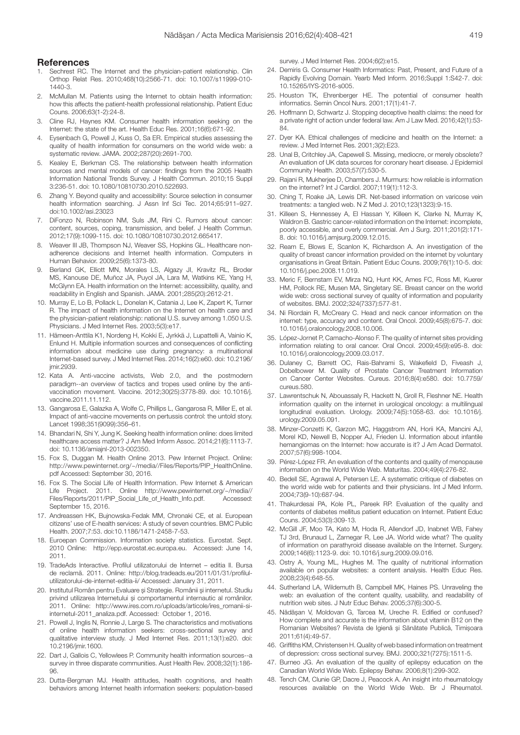## References

1. Sechrest RC. The Internet and the physician-patient relationship. Clin Orthop Relat Res. 2010;468(10):2566-71. doi: 10.1007/s11999-010-1440-3.
2. McMullan M. Patients using the Internet to obtain health information: how this affects the patient-health professional relationship. Patient Educ Couns. 2006;63(1-2):24-8.
3. Cline RJ, Haynes KM. Consumer health information seeking on the Internet: the state of the art. Health Educ Res. 2001;16(6):671-92.
4. Eysenbach G, Powell J, Kuss O, Sa ER. Empirical studies assessing the quality of health information for consumers on the world wide web: a systematic review. JAMA. 2002;287(20):2691-700.
5. Kealey E, Berkman CS. The relationship between health information sources and mental models of cancer: findings from the 2005 Health Information National Trends Survey. J Health Commun. 2010;15 Suppl 3:236-51. doi: 10.1080/10810730.2010.522693.
6. Zhang Y. Beyond quality and accessibility: Source selection in consumer health information searching. J Assn Inf Sci Tec. 2014;65:911–927. doi:10.1002/asi.23023
7. DiFonzo N, Robinson NM, Suls JM, Rini C. Rumors about cancer: content, sources, coping, transmission, and belief. J Health Commun. 2012;17(9):1099-115. doi: 10.1080/10810730.2012.665417.
8. Weaver III JB, Thompson NJ, Weaver SS, Hopkins GL. Healthcare non-adherence decisions and Internet health information. Computers in Human Behavior. 2009;25(6):1373-80.
9. Berland GK, Elliott MN, Morales LS, Algazy JI, Kravitz RL, Broder MS, Kanouse DE, Muñoz JA, Puyol JA, Lara M, Watkins KE, Yang H, McGlynn EA. Health information on the Internet: accessibility, quality, and readability in English and Spanish. JAMA. 2001;285(20):2612-21.
10. Murray E, Lo B, Pollack L, Donelan K, Catania J, Lee K, Zapert K, Turner R. The impact of health information on the Internet on health care and the physician-patient relationship: national U.S. survey among 1.050 U.S. Physicians. J Med Internet Res. 2003;5(3):e17.
11. Hämeen-Anttila K1, Nordeng H, Kokki E, Jyrkkä J, Lupattelli A, Vainio K, Enlund H. Multiple information sources and consequences of conflicting information about medicine use during pregnancy: a multinational Internet-based survey. J Med Internet Res. 2014;16(2):e60. doi: 10.2196/jmir.2939.
12. Kata A. Anti-vaccine activists, Web 2.0, and the postmodern paradigm--an overview of tactics and tropes used online by the anti-vaccination movement. Vaccine. 2012;30(25):3778-89. doi: 10.1016/j.vaccine.2011.11.112.
13. Gangarosa E, Galazka A, Wolfe C, Phillips L, Gangarosa R, Miller E, et al. Impact of anti-vaccine movements on pertussis control: the untold story. Lancet 1998;351(9099):356–61.
14. Bhandari N, Shi Y, Jung K. Seeking health information online: does limited healthcare access matter? J Am Med Inform Assoc. 2014;21(6):1113-7. doi: 10.1136/amiajnl-2013-002350.
15. Fox S, Duggan M. Health Online 2013. Pew Internet Project. Online: http://www.pewinternet.org/~/media//Files/Reports/PIP_HealthOnline.pdf Accessed: September 30, 2016.
16. Fox S. The Social Life of Health Information. Pew Internet & American Life Project. 2011. Online http://www.pewinternet.org/~/media//Files/Reports/2011/PIP_Social_Life_of_Health_Info.pdf. Accessed: September 15, 2016.
17. Andreassen HK, Bujnowska-Fedak MM, Chronaki CE, et al. European citizens' use of E-health services: A study of seven countries. BMC Public Health. 2007;7:53. doi:10.1186/1471-2458-7-53.
18. Euroepan Commission. Information society statistics. Eurostat. Sept. 2010 Online: http://epp.eurostat.ec.europa.eu. Accessed: June 14, 2011.
19. TradeAds Interactive. Profilul utilizatorului de Internet – editia II. Bursa de reclamă. 2011. Online: http://blog.tradeads.eu/2011/01/31/profilul-utilizatorului-de-internet-editia-ii/ Accessed: January 31, 2011.
20. Institutul Român pentru Evaluare şi Strategie. Românii şi internetul. Studiu privind utilizarea Internetului şi comportamentul internautic al românilor. 2011. Online: http://www.ires.com.ro/uploads/articole/ires_romanii-si-internetul-2011_analiza.pdf. Accessed: October 1, 2016.
21. Powell J, Inglis N, Ronnie J, Large S. The characteristics and motivations of online health information seekers: cross-sectional survey and qualitative interview study. J Med Internet Res. 2011;13(1):e20. doi: 10.2196/jmir.1600.
22. Dart J, Gallois C, Yellowlees P. Community health information sources--a survey in three disparate communities. Aust Health Rev. 2008;32(1):186-96.
23. Dutta-Bergman MJ. Health attitudes, health cognitions, and health behaviors among Internet health information seekers: population-based survey. J Med Internet Res. 2004;6(2):e15.
24. Demiris G. Consumer Health Informatics: Past, Present, and Future of a Rapidly Evolving Domain. Yearb Med Inform. 2016;Suppl 1:S42-7. doi: 10.15265/IYS-2016-s005.
25. Houston TK, Ehrenberger HE. The potential of consumer health informatics. Semin Oncol Nurs. 2001;17(1):41-7.
26. Hoffmann D, Schwartz J. Stopping deceptive health claims: the need for a private right of action under federal law. Am J Law Med. 2016;42(1):53-84.
27. Dyer KA. Ethical challenges of medicine and health on the Internet: a review. J Med Internet Res. 2001;3(2):E23.
28. Unal B, Critchley JA, Capewell S. Missing, mediocre, or merely obsolete? An evaluation of UK data sources for coronary heart disease. J Epidemiol Community Health. 2003;57(7):530-5.
29. Rajani R, Mukherjee D, Chambers J. Murmurs: how reliable is information on the internet? Int J Cardiol. 2007;119(1):112-3.
30. Ching T, Roake JA, Lewis DR. Net-based information on varicose vein treatments: a tangled web. N Z Med J. 2010;123(1323):9-15.
31. Killeen S, Hennessey A, El Hassan Y, Killeen K, Clarke N, Murray K, Waldron B. Gastric cancer-related information on the Internet: incomplete, poorly accessible, and overly commercial. Am J Surg. 2011;201(2):171-8. doi: 10.1016/j.amjsurg.2009.12.015.
32. Ream E, Blows E, Scanlon K, Richardson A. An investigation of the quality of breast cancer information provided on the internet by voluntary organisations in Great Britain. Patient Educ Couns. 2009;76(1):10-5. doi: 10.1016/j.pec.2008.11.019.
33. Meric F, Bernstam EV, Mirza NQ, Hunt KK, Ames FC, Ross MI, Kuerer HM, Pollock RE, Musen MA, Singletary SE. Breast cancer on the world wide web: cross sectional survey of quality of information and popularity of websites. BMJ. 2002;324(7337):577-81.
34. Ni Riordain R, McCreary C. Head and neck cancer information on the internet: type, accuracy and content. Oral Oncol. 2009;45(8):675-7. doi: 10.1016/j.oraloncology.2008.10.006.
35. López-Jornet P, Camacho-Alonso F. The quality of internet sites providing information relating to oral cancer. Oral Oncol. 2009;45(9):e95-8. doi: 10.1016/j.oraloncology.2009.03.017.
36. Dulaney C, Barrett OC, Rais-Bahrami S, Wakefield D, Fiveash J, Dobelbower M. Quality of Prostate Cancer Treatment Information on Cancer Center Websites. Cureus. 2016;8(4):e580. doi: 10.7759/cureus.580.
37. Lawrentschuk N, Abouassaly R, Hackett N, Groll R, Fleshner NE. Health information quality on the internet in urological oncology: a multilingual longitudinal evaluation. Urology. 2009;74(5):1058-63. doi: 10.1016/j.urology.2009.05.091.
38. Minzer-Conzetti K, Garzon MC, Haggstrom AN, Horii KA, Mancini AJ, Morel KD, Newell B, Nopper AJ, Frieden IJ. Information about infantile hemangiomas on the Internet: how accurate is it? J Am Acad Dermatol. 2007;57(6):998-1004.
39. Pérez-López FR. An evaluation of the contents and quality of menopause information on the World Wide Web. Maturitas. 2004;49(4):276-82.
40. Bedell SE, Agrawal A, Petersen LE. A systematic critique of diabetes on the world wide web for patients and their physicians. Int J Med Inform. 2004;73(9-10):687-94.
41. Thakurdesai PA, Kole PL, Pareek RP. Evaluation of the quality and contents of diabetes mellitus patient education on Internet. Patient Educ Couns. 2004;53(3):309-13.
42. McGill JF, Moo TA, Kato M, Hoda R, Allendorf JD, Inabnet WB, Fahey TJ 3rd, Brunaud L, Zarnegar R, Lee JA. World wide what? The quality of information on parathyroid disease available on the Internet. Surgery. 2009;146(6):1123-9. doi: 10.1016/j.surg.2009.09.016.
43. Ostry A, Young ML, Hughes M. The quality of nutritional information available on popular websites: a content analysis. Health Educ Res. 2008;23(4):648-55.
44. Sutherland LA, Wildemuth B, Campbell MK, Haines PS. Unraveling the web: an evaluation of the content quality, usability, and readability of nutrition web sites. J Nutr Educ Behav. 2005;37(6):300-5.
45. Nădăşan V, Moldovan G, Tarcea M, Ureche R. Edified or confused? How complete and accurate is the information about vitamin B12 on the Romanian Websites? Revista de Igienă şi Sănătate Publică, Timişoara 2011;61(4):49-57.
46. Griffiths KM, Christensen H. Quality of web based information on treatment of depression: cross sectional survey. BMJ. 2000;321(7275):1511-5.
47. Burneo JG. An evaluation of the quality of epilepsy education on the Canadian World Wide Web. Epilepsy Behav. 2006;8(1):299-302.
48. Tench CM, Clunie GP, Dacre J, Peacock A. An insight into rheumatology resources available on the World Wide Web. Br J Rheumatol.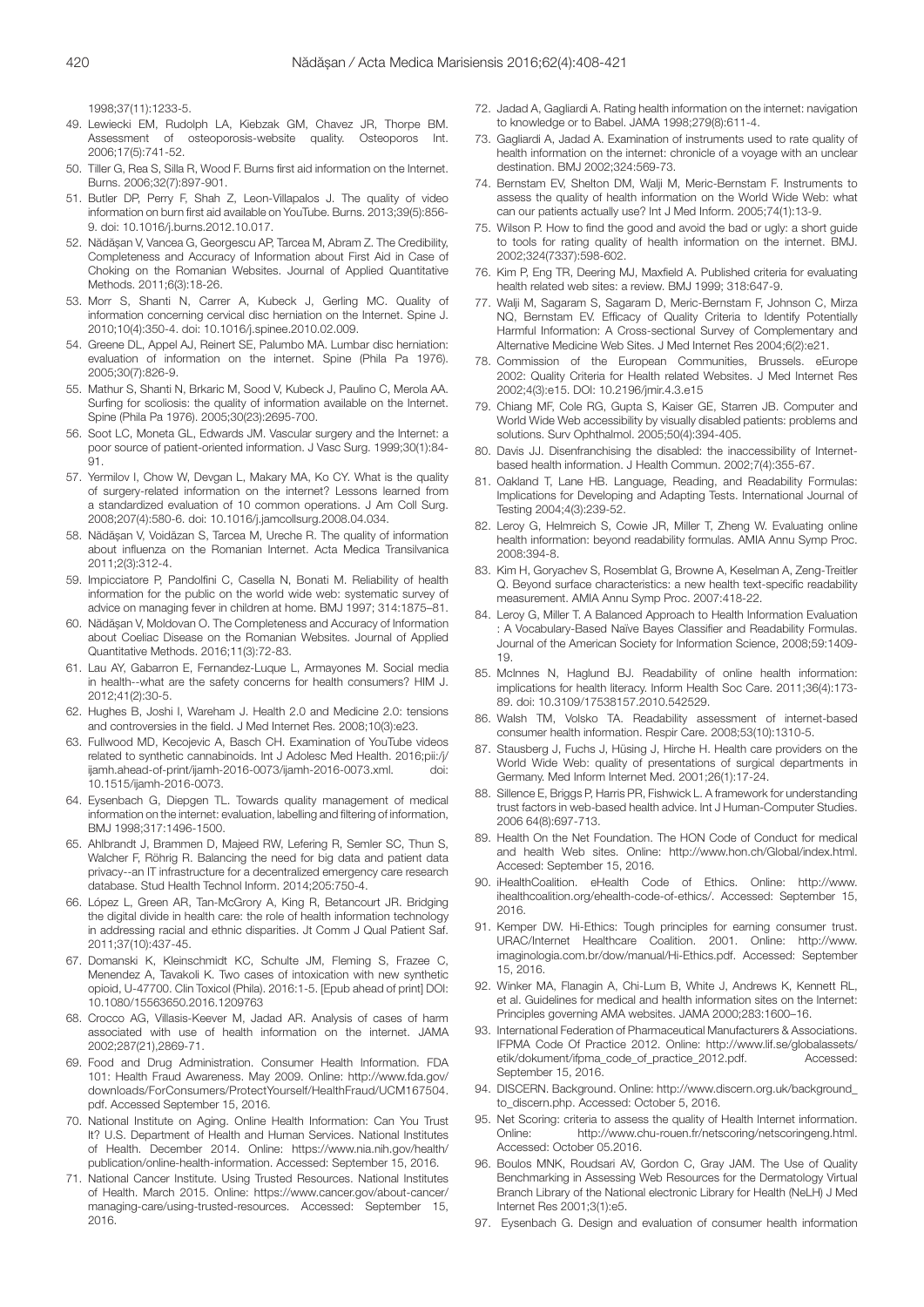1998;37(11):1233-5.

49. Lewiecki EM, Rudolph LA, Kiebzak GM, Chavez JR, Thorpe BM. Assessment of osteoporosis-website quality. Osteoporos Int. 2006;17(5):741-52.
50. Tiller G, Rea S, Silla R, Wood F. Burns first aid information on the Internet. Burns. 2006;32(7):897-901.
51. Butler DP, Perry F, Shah Z, Leon-Villapalos J. The quality of video information on burn first aid available on YouTube. Burns. 2013;39(5):856-9. doi: 10.1016/j.burns.2012.10.017.
52. Nădășan V, Vancea G, Georgescu AP, Tarcea M, Abram Z. The Credibility, Completeness and Accuracy of Information about First Aid in Case of Choking on the Romanian Websites. Journal of Applied Quantitative Methods. 2011;6(3):18-26.
53. Morr S, Shanti N, Carrer A, Kubeck J, Gerling MC. Quality of information concerning cervical disc herniation on the Internet. Spine J. 2010;10(4):350-4. doi: 10.1016/j.spinee.2010.02.009.
54. Greene DL, Appel AJ, Reinert SE, Palumbo MA. Lumbar disc herniation: evaluation of information on the internet. Spine (Phila Pa 1976). 2005;30(7):826-9.
55. Mathur S, Shanti N, Brkaric M, Sood V, Kubeck J, Paulino C, Merola AA. Surfing for scoliosis: the quality of information available on the Internet. Spine (Phila Pa 1976). 2005;30(23):2695-700.
56. Soot LC, Moneta GL, Edwards JM. Vascular surgery and the Internet: a poor source of patient-oriented information. J Vasc Surg. 1999;30(1):84-91.
57. Yermilov I, Chow W, Devgan L, Makary MA, Ko CY. What is the quality of surgery-related information on the internet? Lessons learned from a standardized evaluation of 10 common operations. J Am Coll Surg. 2008;207(4):580-6. doi: 10.1016/j.jamcollsurg.2008.04.034.
58. Nădășan V, Voidăzan S, Tarcea M, Ureche R. The quality of information about influenza on the Romanian Internet. Acta Medica Transilvanica 2011;2(3):312-4.
59. Impicciatore P, Pandolfini C, Casella N, Bonati M. Reliability of health information for the public on the world wide web: systematic survey of advice on managing fever in children at home. BMJ 1997; 314:1875–81.
60. Nădășan V, Moldovan O. The Completeness and Accuracy of Information about Coeliac Disease on the Romanian Websites. Journal of Applied Quantitative Methods. 2016;11(3):72-83.
61. Lau AY, Gabarron E, Fernandez-Luque L, Armayones M. Social media in health--what are the safety concerns for health consumers? HIM J. 2012;41(2):30-5.
62. Hughes B, Joshi I, Wareham J. Health 2.0 and Medicine 2.0: tensions and controversies in the field. J Med Internet Res. 2008;10(3):e23.
63. Fullwood MD, Kecojevic A, Basch CH. Examination of YouTube videos related to synthetic cannabinoids. Int J Adolesc Med Health. 2016;pii:/j/ijamh.ahead-of-print/ijamh-2016-0073/ijamh-2016-0073.xml. doi: 10.1515/ijamh-2016-0073.
64. Eysenbach G, Diepgen TL. Towards quality management of medical information on the internet: evaluation, labelling and filtering of information, BMJ 1998;317:1496-1500.
65. Ahlbrandt J, Brammen D, Majeed RW, Lefering R, Semler SC, Thun S, Walcher F, Röhrig R. Balancing the need for big data and patient data privacy--an IT infrastructure for a decentralized emergency care research database. Stud Health Technol Inform. 2014;205:750-4.
66. López L, Green AR, Tan-McGrory A, King R, Betancourt JR. Bridging the digital divide in health care: the role of health information technology in addressing racial and ethnic disparities. Jt Comm J Qual Patient Saf. 2011;37(10):437-45.
67. Domanski K, Kleinschmidt KC, Schulte JM, Fleming S, Frazee C, Menendez A, Tavakoli K. Two cases of intoxication with new synthetic opioid, U-47700. Clin Toxicol (Phila). 2016:1-5. [Epub ahead of print] DOI: 10.1080/15563650.2016.1209763
68. Crocco AG, Villasis-Keever M, Jadad AR. Analysis of cases of harm associated with use of health information on the internet. JAMA 2002;287(21),2869-71.
69. Food and Drug Administration. Consumer Health Information. FDA 101: Health Fraud Awareness. May 2009. Online: http://www.fda.gov/downloads/ForConsumers/ProtectYourself/HealthFraud/UCM167504.pdf. Accessed September 15, 2016.
70. National Institute on Aging. Online Health Information: Can You Trust It? U.S. Department of Health and Human Services. National Institutes of Health. December 2014. Online: https://www.nia.nih.gov/health/publication/online-health-information. Accessed: September 15, 2016.
71. National Cancer Institute. Using Trusted Resources. National Institutes of Health. March 2015. Online: https://www.cancer.gov/about-cancer/managing-care/using-trusted-resources. Accessed: September 15, 2016.
72. Jadad A, Gagliardi A. Rating health information on the internet: navigation to knowledge or to Babel. JAMA 1998;279(8):611-4.
73. Gagliardi A, Jadad A. Examination of instruments used to rate quality of health information on the internet: chronicle of a voyage with an unclear destination. BMJ 2002;324:569-73.
74. Bernstam EV, Shelton DM, Walji M, Meric-Bernstam F. Instruments to assess the quality of health information on the World Wide Web: what can our patients actually use? Int J Med Inform. 2005;74(1):13-9.
75. Wilson P. How to find the good and avoid the bad or ugly: a short guide to tools for rating quality of health information on the internet. BMJ. 2002;324(7337):598-602.
76. Kim P, Eng TR, Deering MJ, Maxfield A. Published criteria for evaluating health related web sites: a review. BMJ 1999; 318:647-9.
77. Walji M, Sagaram S, Sagaram D, Meric-Bernstam F, Johnson C, Mirza NQ, Bernstam EV. Efficacy of Quality Criteria to Identify Potentially Harmful Information: A Cross-sectional Survey of Complementary and Alternative Medicine Web Sites. J Med Internet Res 2004;6(2):e21.
78. Commission of the European Communities, Brussels. eEurope 2002: Quality Criteria for Health related Websites. J Med Internet Res 2002;4(3):e15. DOI: 10.2196/jmir.4.3.e15
79. Chiang MF, Cole RG, Gupta S, Kaiser GE, Starren JB. Computer and World Wide Web accessibility by visually disabled patients: problems and solutions. Surv Ophthalmol. 2005;50(4):394-405.
80. Davis JJ. Disenfranchising the disabled: the inaccessibility of Internet-based health information. J Health Commun. 2002;7(4):355-67.
81. Oakland T, Lane HB. Language, Reading, and Readability Formulas: Implications for Developing and Adapting Tests. International Journal of Testing 2004;4(3):239-52.
82. Leroy G, Helmreich S, Cowie JR, Miller T, Zheng W. Evaluating online health information: beyond readability formulas. AMIA Annu Symp Proc. 2008:394-8.
83. Kim H, Goryachev S, Rosemblat G, Browne A, Keselman A, Zeng-Treitler Q. Beyond surface characteristics: a new health text-specific readability measurement. AMIA Annu Symp Proc. 2007:418-22.
84. Leroy G, Miller T. A Balanced Approach to Health Information Evaluation : A Vocabulary-Based Naïve Bayes Classifier and Readability Formulas. Journal of the American Society for Information Science, 2008;59:1409-19.
85. McInnes N, Haglund BJ. Readability of online health information: implications for health literacy. Inform Health Soc Care. 2011;36(4):173-89. doi: 10.3109/17538157.2010.542529.
86. Walsh TM, Volsko TA. Readability assessment of internet-based consumer health information. Respir Care. 2008;53(10):1310-5.
87. Stausberg J, Fuchs J, Hüsing J, Hirche H. Health care providers on the World Wide Web: quality of presentations of surgical departments in Germany. Med Inform Internet Med. 2001;26(1):17-24.
88. Sillence E, Briggs P, Harris PR, Fishwick L. A framework for understanding trust factors in web-based health advice. Int J Human-Computer Studies. 2006 64(8):697-713.
89. Health On the Net Foundation. The HON Code of Conduct for medical and health Web sites. Online: http://www.hon.ch/Global/index.html. Accesed: September 15, 2016.
90. iHealthCoalition. eHealth Code of Ethics. Online: http://www.ihealthcoalition.org/ehealth-code-of-ethics/. Accessed: September 15, 2016.
91. Kemper DW. Hi-Ethics: Tough principles for earning consumer trust. URAC/Internet Healthcare Coalition. 2001. Online: http://www.imaginologia.com.br/dow/manual/Hi-Ethics.pdf. Accessed: September 15, 2016.
92. Winker MA, Flanagin A, Chi-Lum B, White J, Andrews K, Kennett RL, et al. Guidelines for medical and health information sites on the Internet: Principles governing AMA websites. JAMA 2000;283:1600–16.
93. International Federation of Pharmaceutical Manufacturers & Associations. IFPMA Code Of Practice 2012. Online: http://www.lif.se/globalassets/etik/dokument/ifpma_code_of_practice_2012.pdf. Accessed: September 15, 2016.
94. DISCERN. Background. Online: http://www.discern.org.uk/background_to_discern.php. Accessed: October 5, 2016.
95. Net Scoring: criteria to assess the quality of Health Internet information. Online: http://www.chu-rouen.fr/netscoring/netscoringeng.html. Accessed: October 05.2016.
96. Boulos MNK, Roudsari AV, Gordon C, Gray JAM. The Use of Quality Benchmarking in Assessing Web Resources for the Dermatology Virtual Branch Library of the National electronic Library for Health (NeLH) J Med Internet Res 2001;3(1):e5.
97. Eysenbach G. Design and evaluation of consumer health information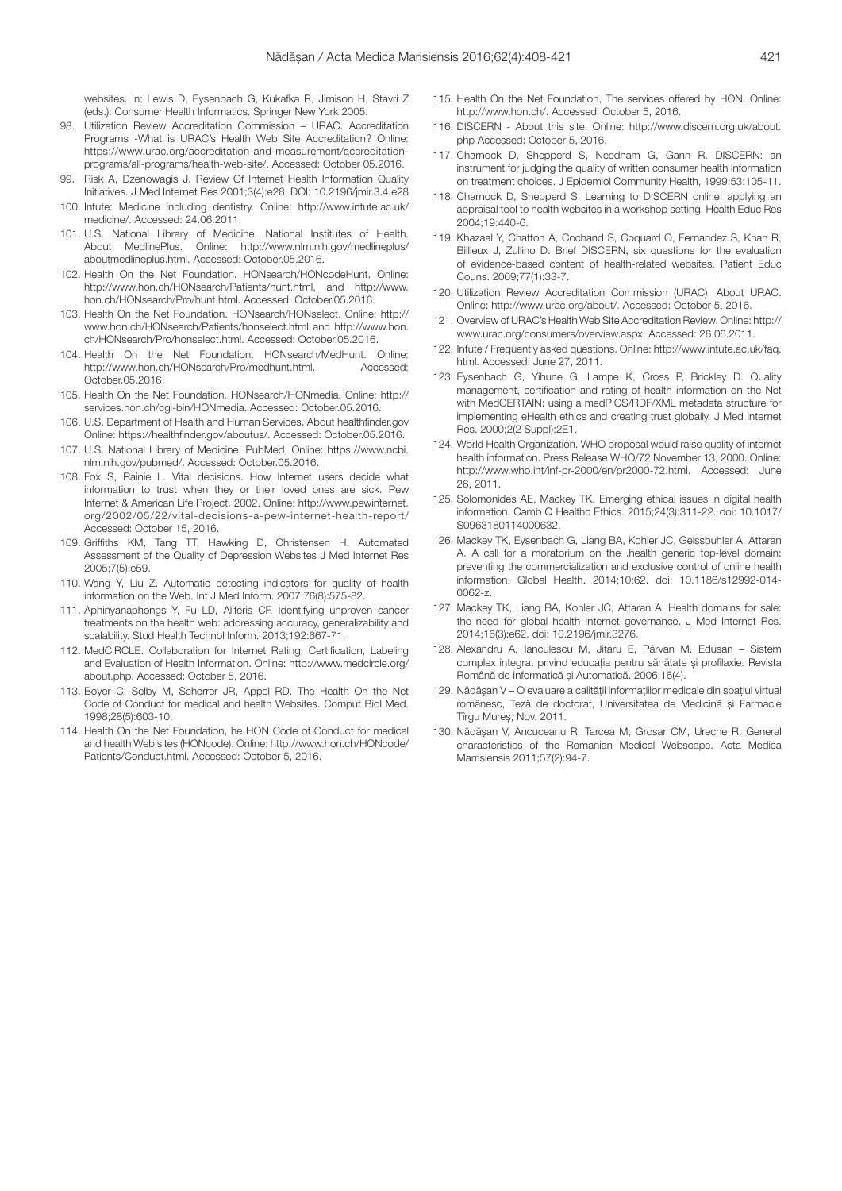websites. In: Lewis D, Eysenbach G, Kukafka R, Jimison H, Stavri Z (eds.): Consumer Health Informatics. Springer New York 2005.

98. Utilization Review Accreditation Commission – URAC. Accreditation Programs -What is URAC's Health Web Site Accreditation? Online: https://www.urac.org/accreditation-and-measurement/accreditation-programs/all-programs/health-web-site/. Accessed: October 05.2016.
99. Risk A, Dzenowagis J. Review Of Internet Health Information Quality Initiatives. J Med Internet Res 2001;3(4):e28. DOI: 10.2196/jmir.3.4.e28
100. Intute: Medicine including dentistry. Online: http://www.intute.ac.uk/medicine/. Accessed: 24.06.2011.
101. U.S. National Library of Medicine. National Institutes of Health. About MedlinePlus. Online: http://www.nlm.nih.gov/medlineplus/aboutmedlineplus.html. Accessed: October.05.2016.
102. Health On the Net Foundation. HONsearch/HONcodeHunt. Online: http://www.hon.ch/HONsearch/Patients/hunt.html, and http://www.hon.ch/HONsearch/Pro/hunt.html. Accessed: October.05.2016.
103. Health On the Net Foundation. HONsearch/HONselect. Online: http://www.hon.ch/HONsearch/Patients/honselect.html and http://www.hon.ch/HONsearch/Pro/honselect.html. Accessed: October.05.2016.
104. Health On the Net Foundation. HONsearch/MedHunt. Online: http://www.hon.ch/HONsearch/Pro/medhunt.html. Accessed: October.05.2016.
105. Health On the Net Foundation. HONsearch/HONmedia. Online: http://services.hon.ch/cgi-bin/HONmedia. Accessed: October.05.2016.
106. U.S. Department of Health and Human Services. About healthfinder.gov Online: https://healthfinder.gov/aboutus/. Accessed: October.05.2016.
107. U.S. National Library of Medicine. PubMed, Online: https://www.ncbi.nlm.nih.gov/pubmed/. Accessed: October.05.2016.
108. Fox S, Rainie L. Vital decisions. How Internet users decide what information to trust when they or their loved ones are sick. Pew Internet & American Life Project. 2002. Online: http://www.pewinternet.org/2002/05/22/vital-decisions-a-pew-internet-health-report/ Accessed: October 15, 2016.
109. Griffiths KM, Tang TT, Hawking D, Christensen H. Automated Assessment of the Quality of Depression Websites J Med Internet Res 2005;7(5):e59.
110. Wang Y, Liu Z. Automatic detecting indicators for quality of health information on the Web. Int J Med Inform. 2007;76(8):575-82.
111. Aphinyanaphongs Y, Fu LD, Aliferis CF. Identifying unproven cancer treatments on the health web: addressing accuracy, generalizability and scalability. Stud Health Technol Inform. 2013;192:667-71.
112. MedCIRCLE. Collaboration for Internet Rating, Certification, Labeling and Evaluation of Health Information. Online: http://www.medcircle.org/about.php. Accessed: October 5, 2016.
113. Boyer C, Selby M, Scherrer JR, Appel RD. The Health On the Net Code of Conduct for medical and health Websites. Comput Biol Med. 1998;28(5):603-10.
114. Health On the Net Foundation, he HON Code of Conduct for medical and health Web sites (HONcode). Online: http://www.hon.ch/HONcode/Patients/Conduct.html. Accessed: October 5, 2016.
115. Health On the Net Foundation, The services offered by HON. Online: http://www.hon.ch/. Accessed: October 5, 2016.
116. DISCERN - About this site. Online: http://www.discern.org.uk/about.php Accessed: October 5, 2016.
117. Charnock D, Shepperd S, Needham G, Gann R. DISCERN: an instrument for judging the quality of written consumer health information on treatment choices. J Epidemiol Community Health, 1999;53:105-11.
118. Charnock D, Shepperd S. Learning to DISCERN online: applying an appraisal tool to health websites in a workshop setting. Health Educ Res 2004;19:440-6.
119. Khazaal Y, Chatton A, Cochand S, Coquard O, Fernandez S, Khan R, Billieux J, Zullino D. Brief DISCERN, six questions for the evaluation of evidence-based content of health-related websites. Patient Educ Couns. 2009;77(1):33-7.
120. Utilization Review Accreditation Commission (URAC). About URAC. Online: http://www.urac.org/about/. Accessed: October 5, 2016.
121. Overview of URAC's Health Web Site Accreditation Review. Online: http://www.urac.org/consumers/overview.aspx. Accessed: 26.06.2011.
122. Intute / Frequently asked questions. Online: http://www.intute.ac.uk/faq.html. Accessed: June 27, 2011.
123. Eysenbach G, Yihune G, Lampe K, Cross P, Brickley D. Quality management, certification and rating of health information on the Net with MedCERTAIN: using a medPICS/RDF/XML metadata structure for implementing eHealth ethics and creating trust globally. J Med Internet Res. 2000;2(2 Suppl):2E1.
124. World Health Organization. WHO proposal would raise quality of internet health information. Press Release WHO/72 November 13, 2000. Online: http://www.who.int/inf-pr-2000/en/pr2000-72.html. Accessed: June 26, 2011.
125. Solomonides AE, Mackey TK. Emerging ethical issues in digital health information. Camb Q Healthc Ethics. 2015;24(3):311-22. doi: 10.1017/S0963180114000632.
126. Mackey TK, Eysenbach G, Liang BA, Kohler JC, Geissbuhler A, Attaran A. A call for a moratorium on the .health generic top-level domain: preventing the commercialization and exclusive control of online health information. Global Health. 2014;10:62. doi: 10.1186/s12992-014-0062-z.
127. Mackey TK, Liang BA, Kohler JC, Attaran A. Health domains for sale: the need for global health Internet governance. J Med Internet Res. 2014;16(3):e62. doi: 10.2196/jmir.3276.
128. Alexandru A, Ianculescu M, Jitaru E, Pârvan M. Edusan – Sistem complex integrat privind educația pentru sănătate și profilaxie. Revista Română de Informatică și Automatică. 2006;16(4).
129. Nădășan V – O evaluare a calității informațiilor medicale din spațiul virtual românesc, Teză de doctorat, Universitatea de Medicină și Farmacie Tîrgu Mureș, Nov. 2011.
130. Nădășan V, Ancuceanu R, Tarcea M, Grosar CM, Ureche R. General characteristics of the Romanian Medical Webscape. Acta Medica Marrisiensis 2011;57(2):94-7.